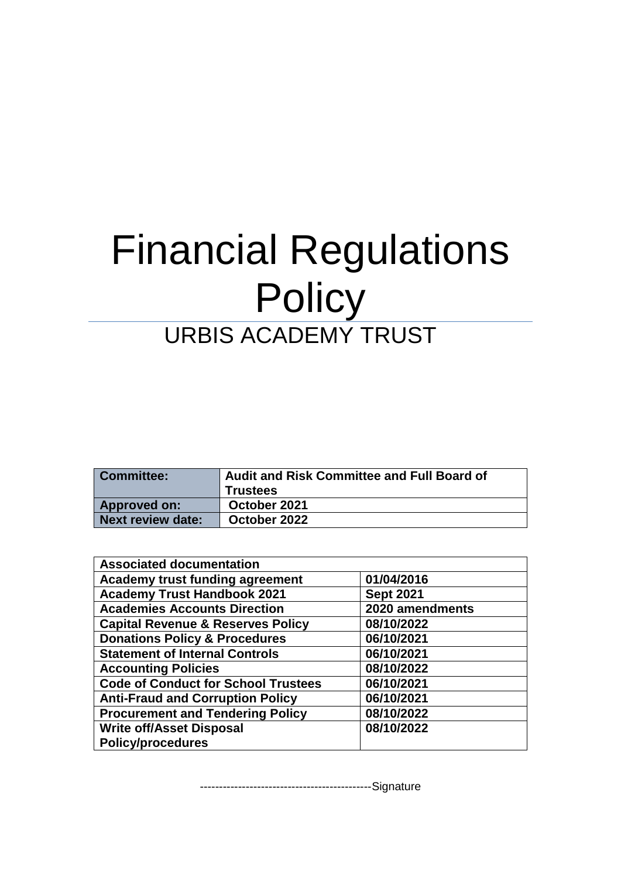# Financial Regulations Policy

## URBIS ACADEMY TRUST

| Committee: | Audit and Risk Committee and Full Board of Trustees |
|---|---|
| Approved on: | October 2021 |
| Next review date: | October 2022 |

| Associated documentation | |
|---|---|
| Academy trust funding agreement | 01/04/2016 |
| Academy Trust Handbook 2021 | Sept 2021 |
| Academies Accounts Direction | 2020 amendments |
| Capital Revenue & Reserves Policy | 08/10/2022 |
| Donations Policy & Procedures | 06/10/2021 |
| Statement of Internal Controls | 06/10/2021 |
| Accounting Policies | 08/10/2022 |
| Code of Conduct for School Trustees | 06/10/2021 |
| Anti-Fraud and Corruption Policy | 06/10/2021 |
| Procurement and Tendering Policy | 08/10/2022 |
| Write off/Asset Disposal Policy/procedures | 08/10/2022 |

---------------------------------------------Signature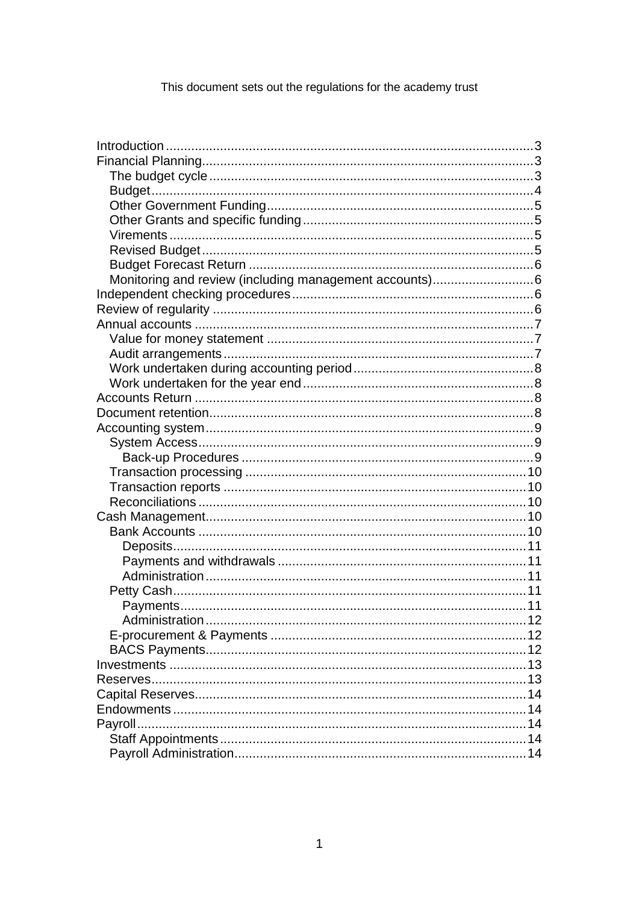This document sets out the regulations for the academy trust

- Introduction ... 3
- Financial Planning ... 3
  - The budget cycle ... 3
  - Budget ... 4
  - Other Government Funding ... 5
  - Other Grants and specific funding ... 5
  - Virements ... 5
  - Revised Budget ... 5
  - Budget Forecast Return ... 6
  - Monitoring and review (including management accounts) ... 6
- Independent checking procedures ... 6
- Review of regularity ... 6
- Annual accounts ... 7
  - Value for money statement ... 7
  - Audit arrangements ... 7
  - Work undertaken during accounting period ... 8
  - Work undertaken for the year end ... 8
- Accounts Return ... 8
- Document retention ... 8
- Accounting system ... 9
  - System Access ... 9
    - Back-up Procedures ... 9
  - Transaction processing ... 10
  - Transaction reports ... 10
  - Reconciliations ... 10
- Cash Management ... 10
  - Bank Accounts ... 10
    - Deposits ... 11
    - Payments and withdrawals ... 11
    - Administration ... 11
  - Petty Cash ... 11
    - Payments ... 11
    - Administration ... 12
  - E-procurement & Payments ... 12
  - BACS Payments ... 12
- Investments ... 13
- Reserves ... 13
- Capital Reserves ... 14
- Endowments ... 14
- Payroll ... 14
  - Staff Appointments ... 14
  - Payroll Administration ... 14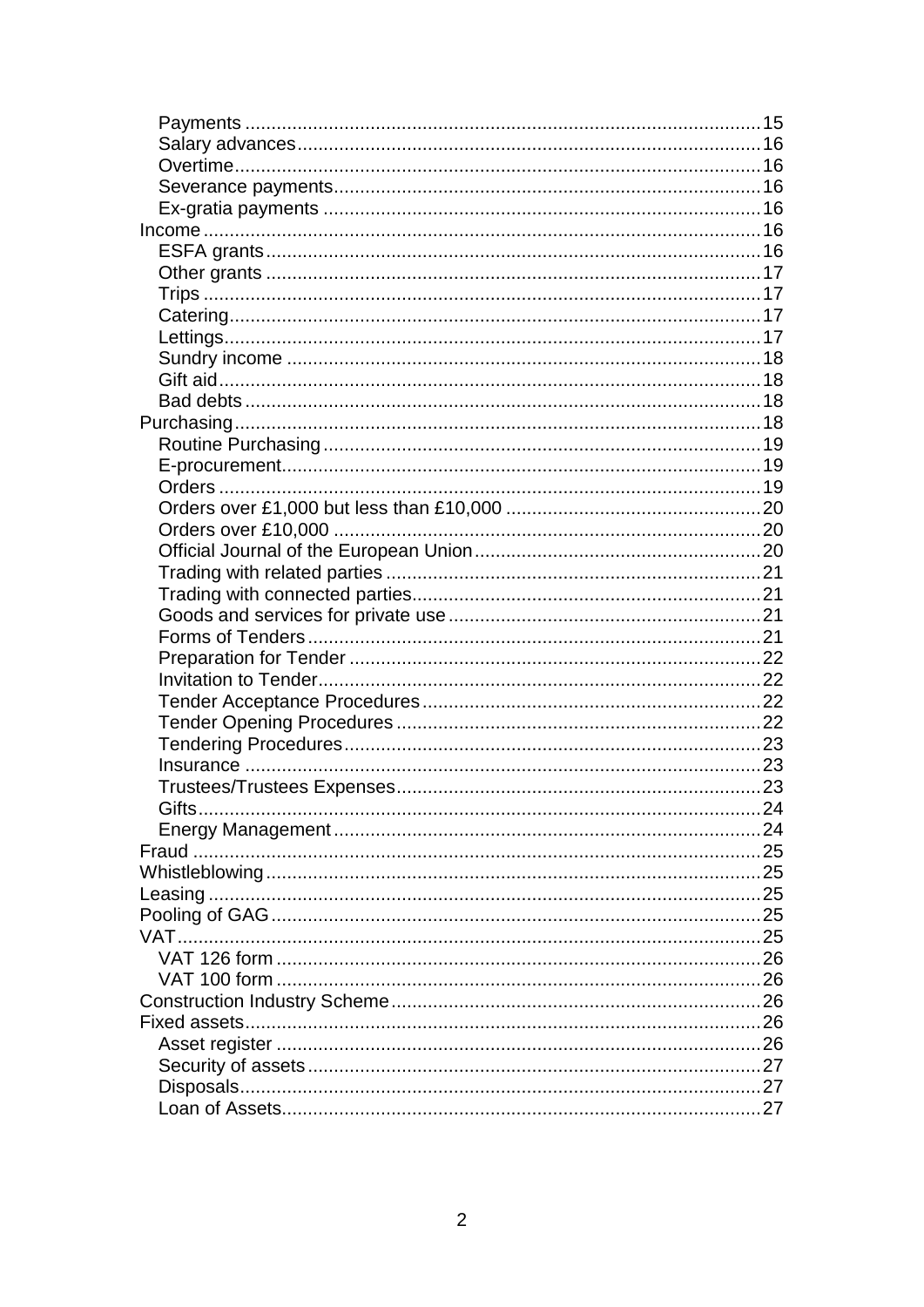- Payments 15
  - Salary advances 16
  - Overtime 16
  - Severance payments 16
  - Ex-gratia payments 16
- Income 16
  - ESFA grants 16
  - Other grants 17
  - Trips 17
  - Catering 17
  - Lettings 17
  - Sundry income 18
  - Gift aid 18
  - Bad debts 18
- Purchasing 18
  - Routine Purchasing 19
  - E-procurement 19
  - Orders 19
  - Orders over £1,000 but less than £10,000 20
  - Orders over £10,000 20
  - Official Journal of the European Union 20
  - Trading with related parties 21
  - Trading with connected parties 21
  - Goods and services for private use 21
  - Forms of Tenders 21
  - Preparation for Tender 22
  - Invitation to Tender 22
  - Tender Acceptance Procedures 22
  - Tender Opening Procedures 22
  - Tendering Procedures 23
  - Insurance 23
  - Trustees/Trustees Expenses 23
  - Gifts 24
  - Energy Management 24
- Fraud 25
- Whistleblowing 25
- Leasing 25
- Pooling of GAG 25
- VAT 25
  - VAT 126 form 26
  - VAT 100 form 26
- Construction Industry Scheme 26
- Fixed assets 26
  - Asset register 26
  - Security of assets 27
  - Disposals 27
  - Loan of Assets 27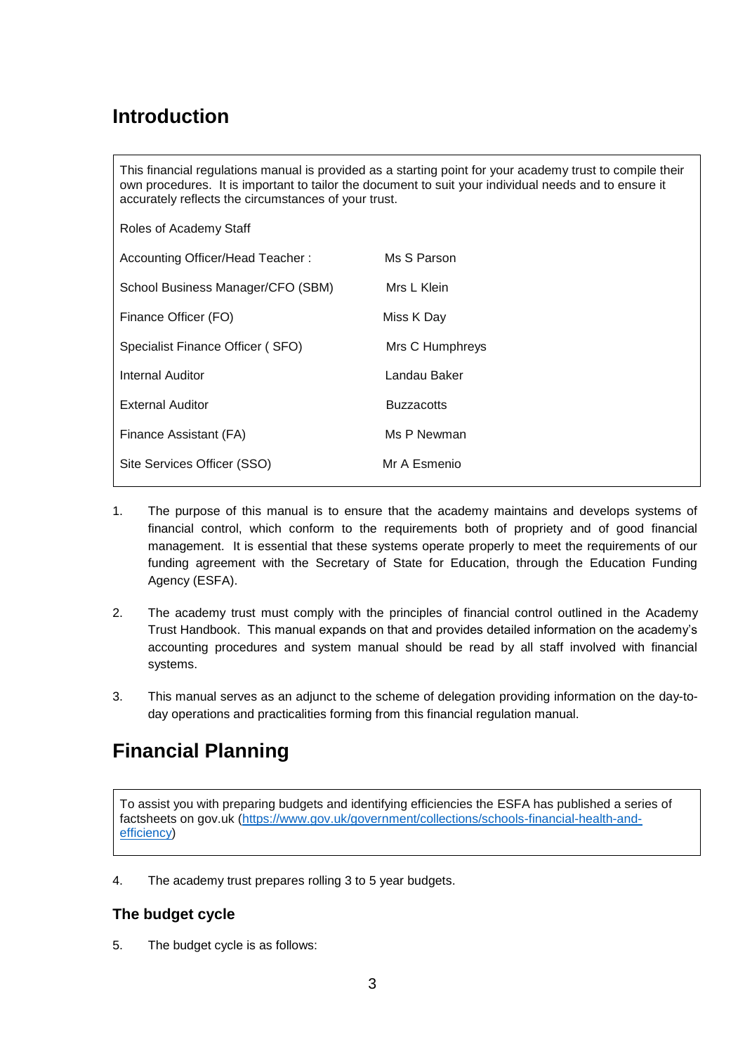## Introduction

This financial regulations manual is provided as a starting point for your academy trust to compile their own procedures. It is important to tailor the document to suit your individual needs and to ensure it accurately reflects the circumstances of your trust.

Roles of Academy Staff

| | |
|---|---|
| Accounting Officer/Head Teacher : | Ms S Parson |
| School Business Manager/CFO (SBM) | Mrs L Klein |
| Finance Officer (FO) | Miss K Day |
| Specialist Finance Officer ( SFO) | Mrs C Humphreys |
| Internal Auditor | Landau Baker |
| External Auditor | Buzzacotts |
| Finance Assistant (FA) | Ms P Newman |
| Site Services Officer (SSO) | Mr A Esmenio |

1. The purpose of this manual is to ensure that the academy maintains and develops systems of financial control, which conform to the requirements both of propriety and of good financial management. It is essential that these systems operate properly to meet the requirements of our funding agreement with the Secretary of State for Education, through the Education Funding Agency (ESFA).

2. The academy trust must comply with the principles of financial control outlined in the Academy Trust Handbook. This manual expands on that and provides detailed information on the academy's accounting procedures and system manual should be read by all staff involved with financial systems.

3. This manual serves as an adjunct to the scheme of delegation providing information on the day-to-day operations and practicalities forming from this financial regulation manual.

## Financial Planning

To assist you with preparing budgets and identifying efficiencies the ESFA has published a series of factsheets on gov.uk (https://www.gov.uk/government/collections/schools-financial-health-and-efficiency)

4. The academy trust prepares rolling 3 to 5 year budgets.

### The budget cycle

5. The budget cycle is as follows: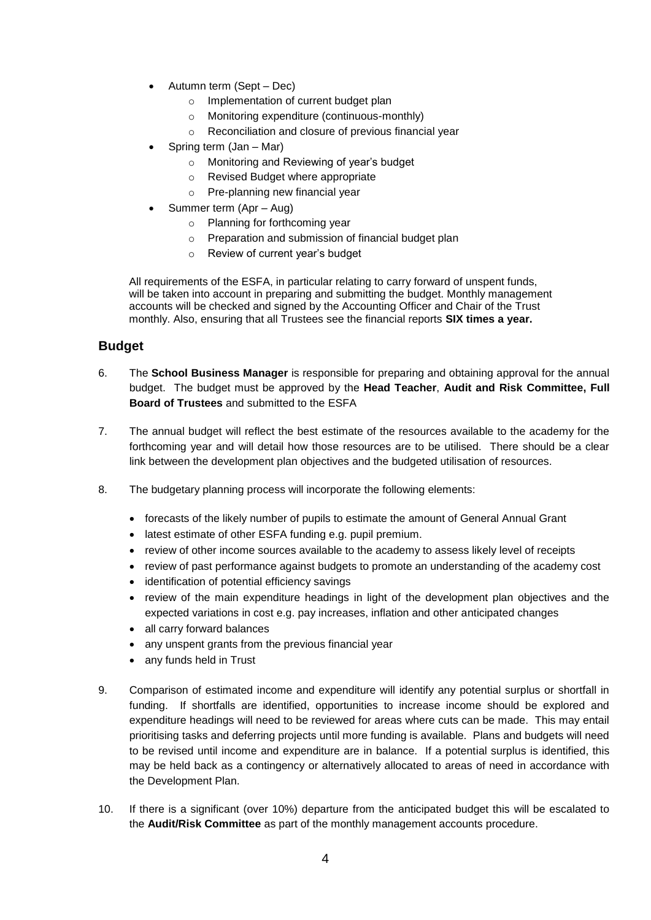- Autumn term (Sept – Dec)
  - Implementation of current budget plan
  - Monitoring expenditure (continuous-monthly)
  - Reconciliation and closure of previous financial year
- Spring term (Jan – Mar)
  - Monitoring and Reviewing of year's budget
  - Revised Budget where appropriate
  - Pre-planning new financial year
- Summer term (Apr – Aug)
  - Planning for forthcoming year
  - Preparation and submission of financial budget plan
  - Review of current year's budget

All requirements of the ESFA, in particular relating to carry forward of unspent funds, will be taken into account in preparing and submitting the budget. Monthly management accounts will be checked and signed by the Accounting Officer and Chair of the Trust monthly. Also, ensuring that all Trustees see the financial reports **SIX times a year.**

## Budget

6. The **School Business Manager** is responsible for preparing and obtaining approval for the annual budget. The budget must be approved by the **Head Teacher**, **Audit and Risk Committee, Full Board of Trustees** and submitted to the ESFA

7. The annual budget will reflect the best estimate of the resources available to the academy for the forthcoming year and will detail how those resources are to be utilised. There should be a clear link between the development plan objectives and the budgeted utilisation of resources.

8. The budgetary planning process will incorporate the following elements:

   - forecasts of the likely number of pupils to estimate the amount of General Annual Grant
   - latest estimate of other ESFA funding e.g. pupil premium.
   - review of other income sources available to the academy to assess likely level of receipts
   - review of past performance against budgets to promote an understanding of the academy cost
   - identification of potential efficiency savings
   - review of the main expenditure headings in light of the development plan objectives and the expected variations in cost e.g. pay increases, inflation and other anticipated changes
   - all carry forward balances
   - any unspent grants from the previous financial year
   - any funds held in Trust

9. Comparison of estimated income and expenditure will identify any potential surplus or shortfall in funding. If shortfalls are identified, opportunities to increase income should be explored and expenditure headings will need to be reviewed for areas where cuts can be made. This may entail prioritising tasks and deferring projects until more funding is available. Plans and budgets will need to be revised until income and expenditure are in balance. If a potential surplus is identified, this may be held back as a contingency or alternatively allocated to areas of need in accordance with the Development Plan.

10. If there is a significant (over 10%) departure from the anticipated budget this will be escalated to the **Audit/Risk Committee** as part of the monthly management accounts procedure.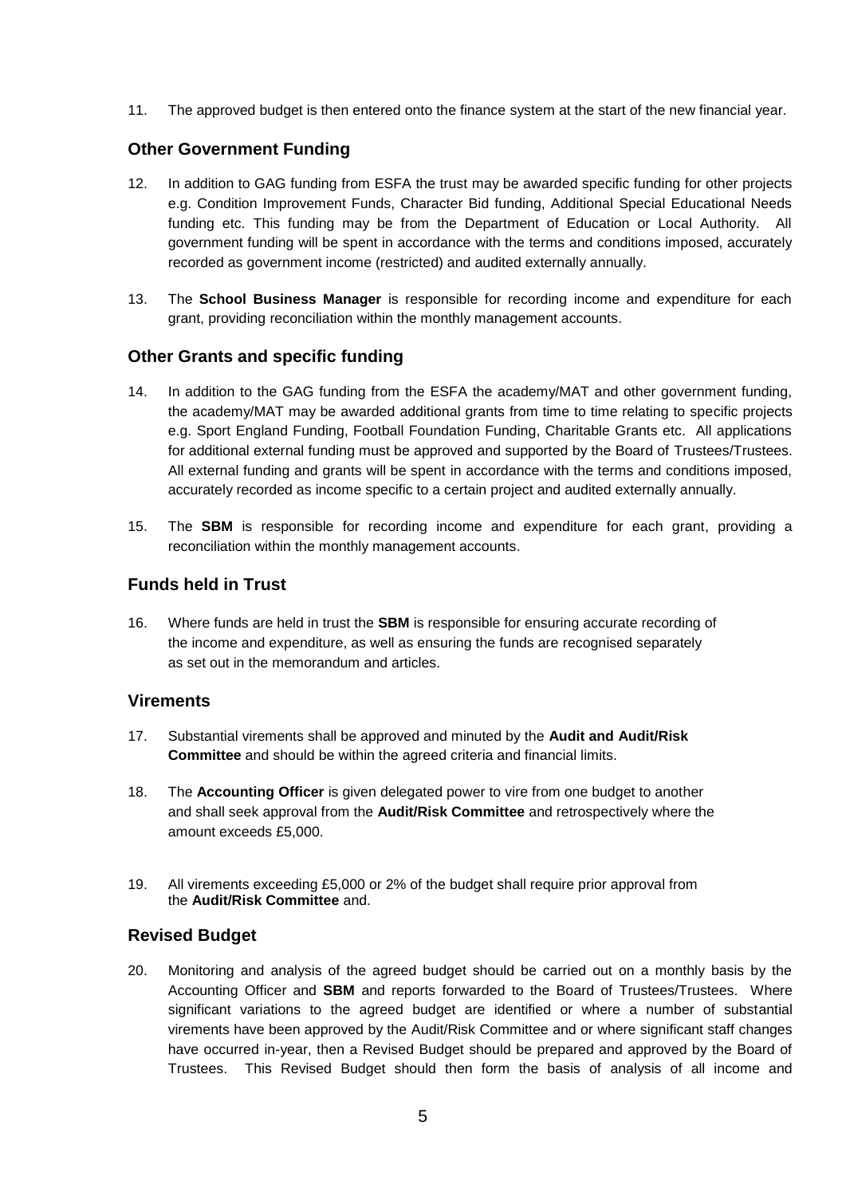11. The approved budget is then entered onto the finance system at the start of the new financial year.

## Other Government Funding

12. In addition to GAG funding from ESFA the trust may be awarded specific funding for other projects e.g. Condition Improvement Funds, Character Bid funding, Additional Special Educational Needs funding etc. This funding may be from the Department of Education or Local Authority. All government funding will be spent in accordance with the terms and conditions imposed, accurately recorded as government income (restricted) and audited externally annually.

13. The **School Business Manager** is responsible for recording income and expenditure for each grant, providing reconciliation within the monthly management accounts.

## Other Grants and specific funding

14. In addition to the GAG funding from the ESFA the academy/MAT and other government funding, the academy/MAT may be awarded additional grants from time to time relating to specific projects e.g. Sport England Funding, Football Foundation Funding, Charitable Grants etc. All applications for additional external funding must be approved and supported by the Board of Trustees/Trustees. All external funding and grants will be spent in accordance with the terms and conditions imposed, accurately recorded as income specific to a certain project and audited externally annually.

15. The **SBM** is responsible for recording income and expenditure for each grant, providing a reconciliation within the monthly management accounts.

## Funds held in Trust

16. Where funds are held in trust the **SBM** is responsible for ensuring accurate recording of the income and expenditure, as well as ensuring the funds are recognised separately as set out in the memorandum and articles.

## Virements

17. Substantial virements shall be approved and minuted by the **Audit and Audit/Risk Committee** and should be within the agreed criteria and financial limits.

18. The **Accounting Officer** is given delegated power to vire from one budget to another and shall seek approval from the **Audit/Risk Committee** and retrospectively where the amount exceeds £5,000.

19. All virements exceeding £5,000 or 2% of the budget shall require prior approval from the **Audit/Risk Committee** and.

## Revised Budget

20. Monitoring and analysis of the agreed budget should be carried out on a monthly basis by the Accounting Officer and **SBM** and reports forwarded to the Board of Trustees/Trustees. Where significant variations to the agreed budget are identified or where a number of substantial virements have been approved by the Audit/Risk Committee and or where significant staff changes have occurred in-year, then a Revised Budget should be prepared and approved by the Board of Trustees. This Revised Budget should then form the basis of analysis of all income and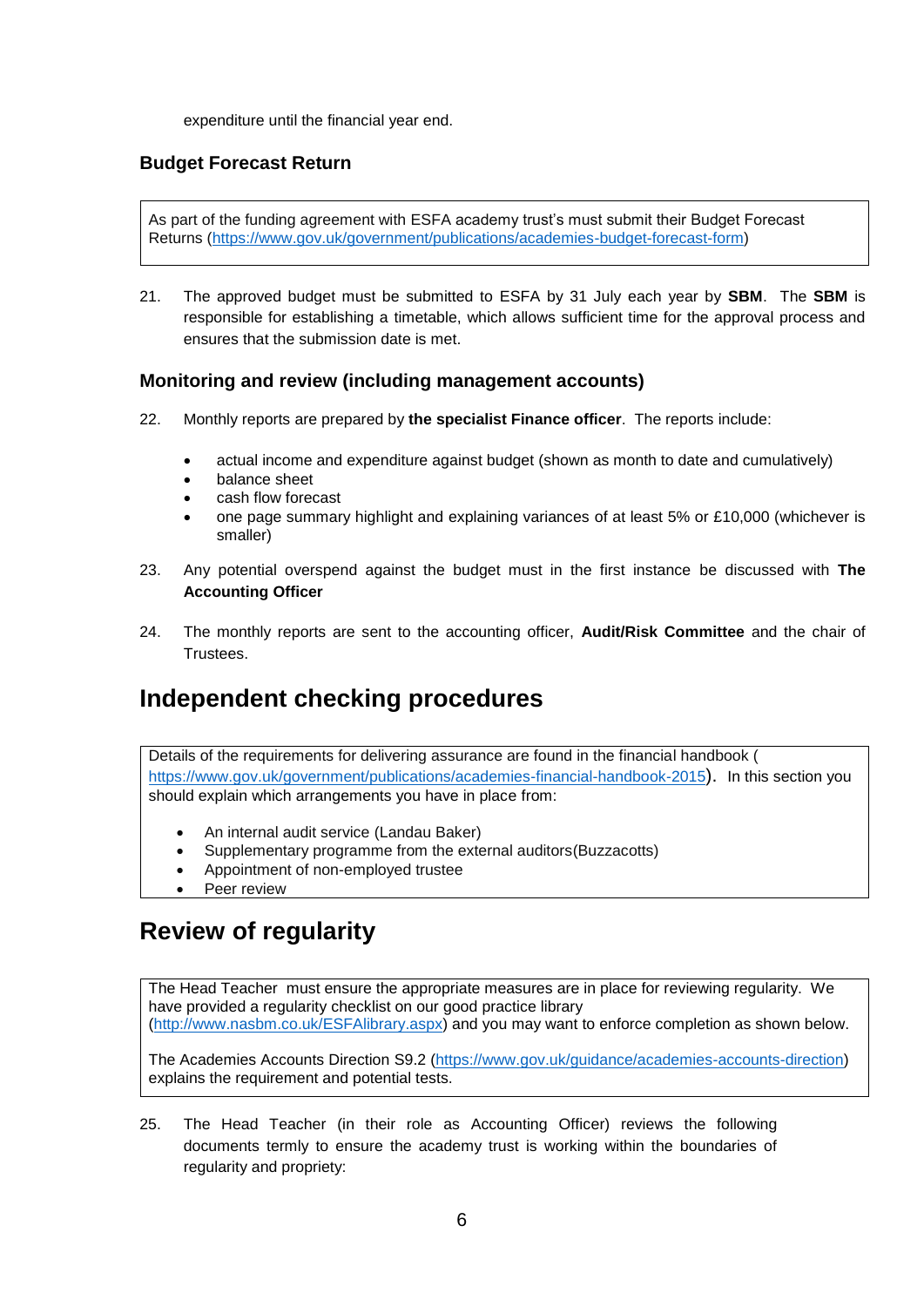expenditure until the financial year end.

### Budget Forecast Return

> As part of the funding agreement with ESFA academy trust's must submit their Budget Forecast Returns (https://www.gov.uk/government/publications/academies-budget-forecast-form)

21. The approved budget must be submitted to ESFA by 31 July each year by **SBM**. The **SBM** is responsible for establishing a timetable, which allows sufficient time for the approval process and ensures that the submission date is met.

### Monitoring and review (including management accounts)

22. Monthly reports are prepared by **the specialist Finance officer**. The reports include:

    - actual income and expenditure against budget (shown as month to date and cumulatively)
    - balance sheet
    - cash flow forecast
    - one page summary highlight and explaining variances of at least 5% or £10,000 (whichever is smaller)

23. Any potential overspend against the budget must in the first instance be discussed with **The Accounting Officer**

24. The monthly reports are sent to the accounting officer, **Audit/Risk Committee** and the chair of Trustees.

## Independent checking procedures

> Details of the requirements for delivering assurance are found in the financial handbook ( https://www.gov.uk/government/publications/academies-financial-handbook-2015). In this section you should explain which arrangements you have in place from:
>
> - An internal audit service (Landau Baker)
> - Supplementary programme from the external auditors(Buzzacotts)
> - Appointment of non-employed trustee
> - Peer review

## Review of regularity

> The Head Teacher must ensure the appropriate measures are in place for reviewing regularity. We have provided a regularity checklist on our good practice library (http://www.nasbm.co.uk/ESFAlibrary.aspx) and you may want to enforce completion as shown below.
>
> The Academies Accounts Direction S9.2 (https://www.gov.uk/guidance/academies-accounts-direction) explains the requirement and potential tests.

25. The Head Teacher (in their role as Accounting Officer) reviews the following documents termly to ensure the academy trust is working within the boundaries of regularity and propriety: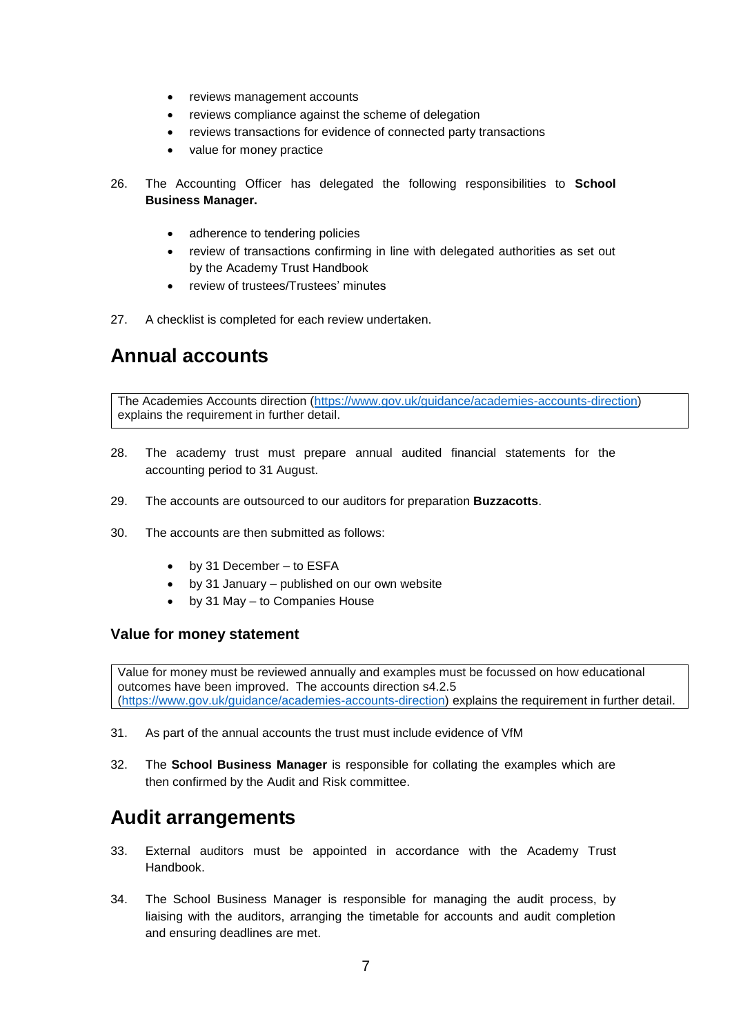- reviews management accounts
- reviews compliance against the scheme of delegation
- reviews transactions for evidence of connected party transactions
- value for money practice

26. The Accounting Officer has delegated the following responsibilities to **School Business Manager.**

    - adherence to tendering policies
    - review of transactions confirming in line with delegated authorities as set out by the Academy Trust Handbook
    - review of trustees/Trustees' minutes

27. A checklist is completed for each review undertaken.

## Annual accounts

> The Academies Accounts direction (https://www.gov.uk/guidance/academies-accounts-direction) explains the requirement in further detail.

28. The academy trust must prepare annual audited financial statements for the accounting period to 31 August.

29. The accounts are outsourced to our auditors for preparation **Buzzacotts**.

30. The accounts are then submitted as follows:

    - by 31 December – to ESFA
    - by 31 January – published on our own website
    - by 31 May – to Companies House

### Value for money statement

> Value for money must be reviewed annually and examples must be focussed on how educational outcomes have been improved. The accounts direction s4.2.5 (https://www.gov.uk/guidance/academies-accounts-direction) explains the requirement in further detail.

31. As part of the annual accounts the trust must include evidence of VfM

32. The **School Business Manager** is responsible for collating the examples which are then confirmed by the Audit and Risk committee.

## Audit arrangements

33. External auditors must be appointed in accordance with the Academy Trust Handbook.

34. The School Business Manager is responsible for managing the audit process, by liaising with the auditors, arranging the timetable for accounts and audit completion and ensuring deadlines are met.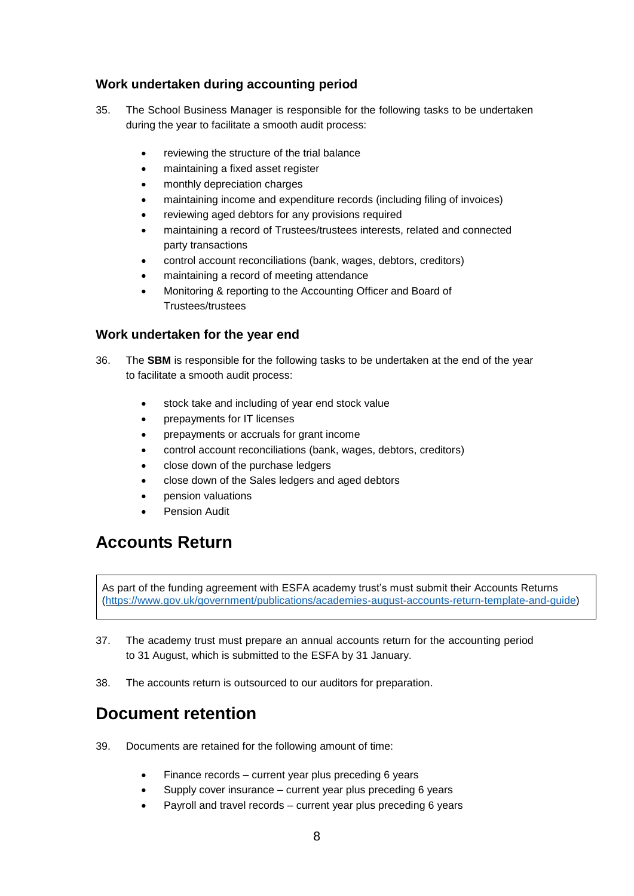### Work undertaken during accounting period

35. The School Business Manager is responsible for the following tasks to be undertaken during the year to facilitate a smooth audit process:

    - reviewing the structure of the trial balance
    - maintaining a fixed asset register
    - monthly depreciation charges
    - maintaining income and expenditure records (including filing of invoices)
    - reviewing aged debtors for any provisions required
    - maintaining a record of Trustees/trustees interests, related and connected party transactions
    - control account reconciliations (bank, wages, debtors, creditors)
    - maintaining a record of meeting attendance
    - Monitoring & reporting to the Accounting Officer and Board of Trustees/trustees

### Work undertaken for the year end

36. The **SBM** is responsible for the following tasks to be undertaken at the end of the year to facilitate a smooth audit process:

    - stock take and including of year end stock value
    - prepayments for IT licenses
    - prepayments or accruals for grant income
    - control account reconciliations (bank, wages, debtors, creditors)
    - close down of the purchase ledgers
    - close down of the Sales ledgers and aged debtors
    - pension valuations
    - Pension Audit

## Accounts Return

> As part of the funding agreement with ESFA academy trust's must submit their Accounts Returns (https://www.gov.uk/government/publications/academies-august-accounts-return-template-and-guide)

37. The academy trust must prepare an annual accounts return for the accounting period to 31 August, which is submitted to the ESFA by 31 January.

38. The accounts return is outsourced to our auditors for preparation.

## Document retention

39. Documents are retained for the following amount of time:

    - Finance records – current year plus preceding 6 years
    - Supply cover insurance – current year plus preceding 6 years
    - Payroll and travel records – current year plus preceding 6 years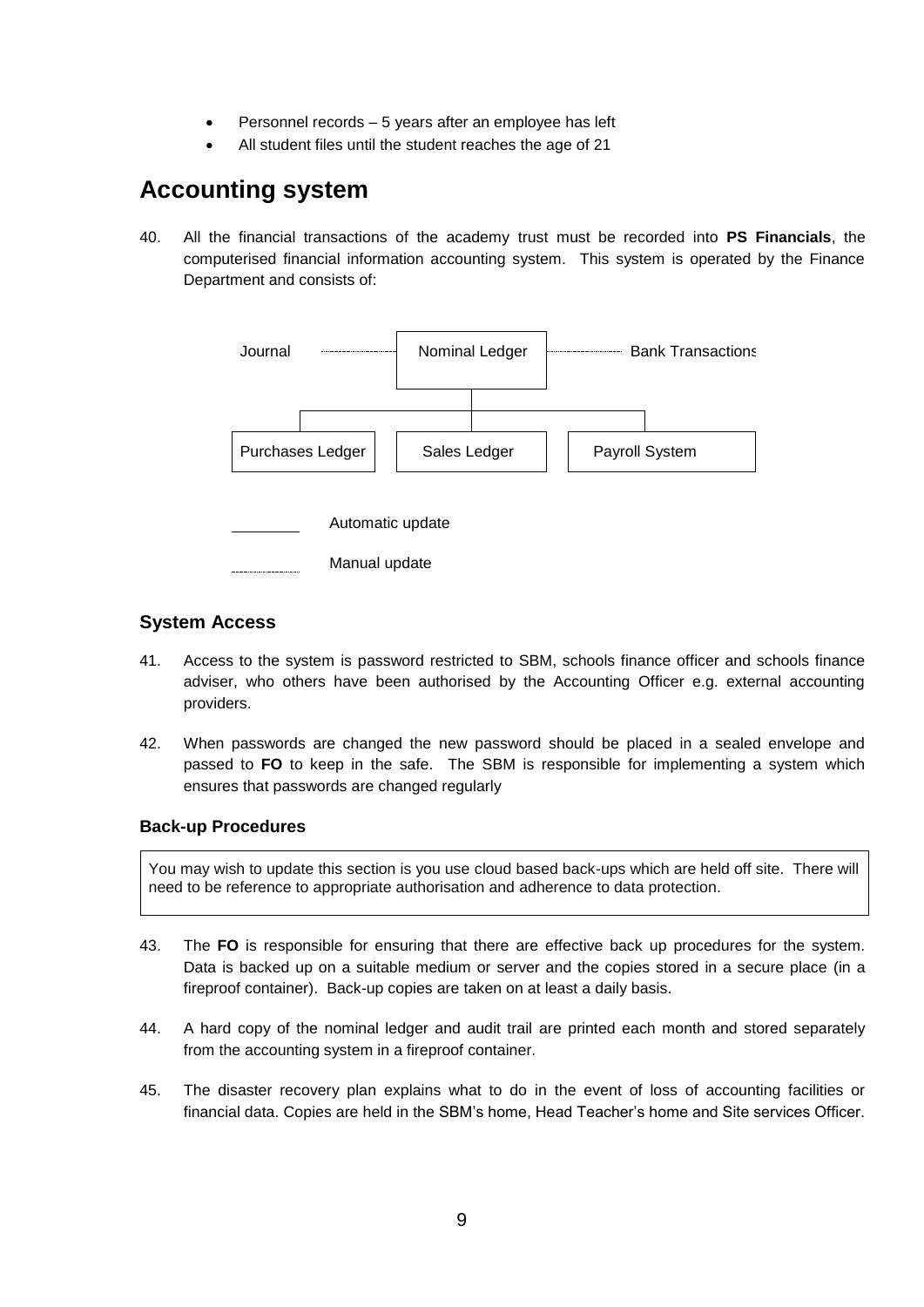- Personnel records – 5 years after an employee has left
- All student files until the student reaches the age of 21

## Accounting system

40. All the financial transactions of the academy trust must be recorded into **PS Financials**, the computerised financial information accounting system. This system is operated by the Finance Department and consists of:

Journal ········ Nominal Ledger ········ Bank Transactions

Nominal Ledger ──── Purchases Ledger | Sales Ledger | Payroll System

──── Automatic update

········ Manual update

### System Access

41. Access to the system is password restricted to SBM, schools finance officer and schools finance adviser, who others have been authorised by the Accounting Officer e.g. external accounting providers.

42. When passwords are changed the new password should be placed in a sealed envelope and passed to **FO** to keep in the safe. The SBM is responsible for implementing a system which ensures that passwords are changed regularly

#### Back-up Procedures

> You may wish to update this section is you use cloud based back-ups which are held off site. There will need to be reference to appropriate authorisation and adherence to data protection.

43. The **FO** is responsible for ensuring that there are effective back up procedures for the system. Data is backed up on a suitable medium or server and the copies stored in a secure place (in a fireproof container). Back-up copies are taken on at least a daily basis.

44. A hard copy of the nominal ledger and audit trail are printed each month and stored separately from the accounting system in a fireproof container.

45. The disaster recovery plan explains what to do in the event of loss of accounting facilities or financial data. Copies are held in the SBM's home, Head Teacher's home and Site services Officer.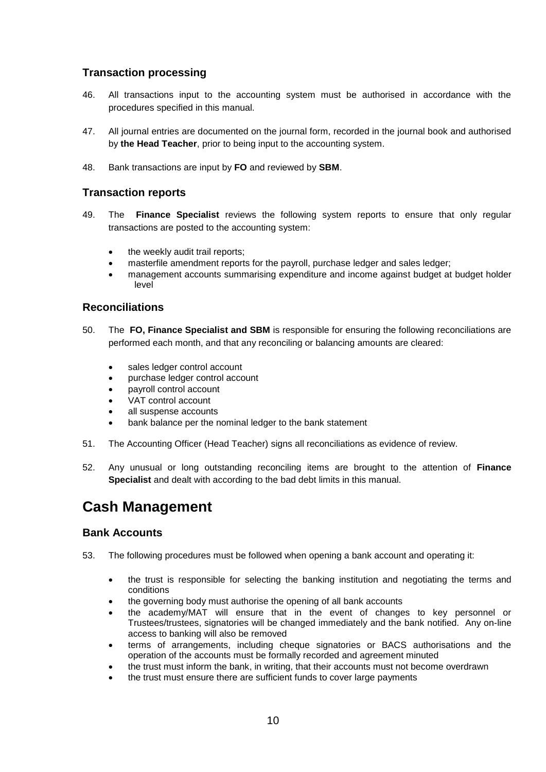### Transaction processing

46. All transactions input to the accounting system must be authorised in accordance with the procedures specified in this manual.

47. All journal entries are documented on the journal form, recorded in the journal book and authorised by **the Head Teacher**, prior to being input to the accounting system.

48. Bank transactions are input by **FO** and reviewed by **SBM**.

### Transaction reports

49. The **Finance Specialist** reviews the following system reports to ensure that only regular transactions are posted to the accounting system:

    - the weekly audit trail reports;
    - masterfile amendment reports for the payroll, purchase ledger and sales ledger;
    - management accounts summarising expenditure and income against budget at budget holder level

### Reconciliations

50. The **FO, Finance Specialist and SBM** is responsible for ensuring the following reconciliations are performed each month, and that any reconciling or balancing amounts are cleared:

    - sales ledger control account
    - purchase ledger control account
    - payroll control account
    - VAT control account
    - all suspense accounts
    - bank balance per the nominal ledger to the bank statement

51. The Accounting Officer (Head Teacher) signs all reconciliations as evidence of review.

52. Any unusual or long outstanding reconciling items are brought to the attention of **Finance Specialist** and dealt with according to the bad debt limits in this manual.

# Cash Management

### Bank Accounts

53. The following procedures must be followed when opening a bank account and operating it:

    - the trust is responsible for selecting the banking institution and negotiating the terms and conditions
    - the governing body must authorise the opening of all bank accounts
    - the academy/MAT will ensure that in the event of changes to key personnel or Trustees/trustees, signatories will be changed immediately and the bank notified. Any on-line access to banking will also be removed
    - terms of arrangements, including cheque signatories or BACS authorisations and the operation of the accounts must be formally recorded and agreement minuted
    - the trust must inform the bank, in writing, that their accounts must not become overdrawn
    - the trust must ensure there are sufficient funds to cover large payments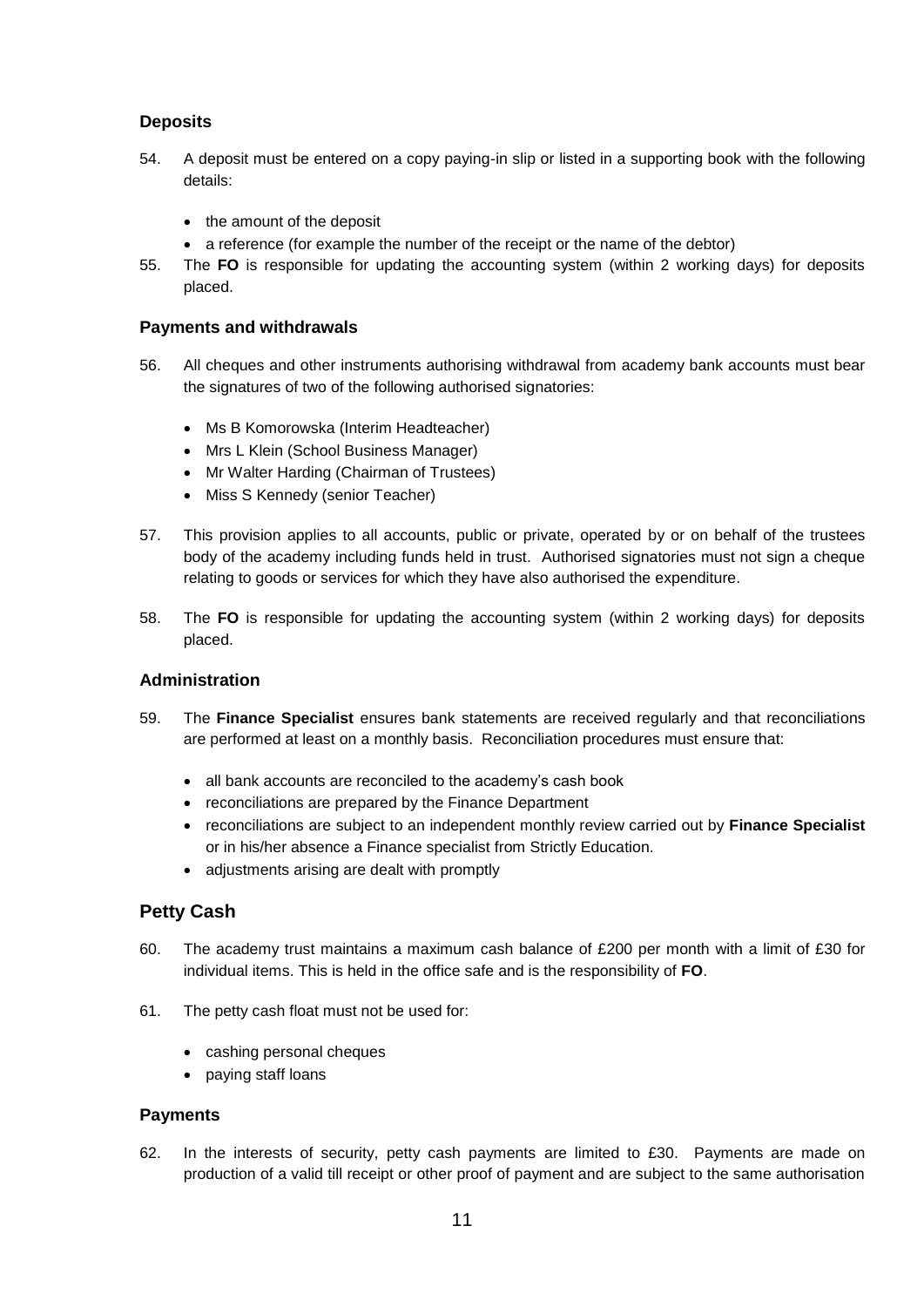### Deposits

54. A deposit must be entered on a copy paying-in slip or listed in a supporting book with the following details:

    - the amount of the deposit
    - a reference (for example the number of the receipt or the name of the debtor)

55. The **FO** is responsible for updating the accounting system (within 2 working days) for deposits placed.

### Payments and withdrawals

56. All cheques and other instruments authorising withdrawal from academy bank accounts must bear the signatures of two of the following authorised signatories:

    - Ms B Komorowska (Interim Headteacher)
    - Mrs L Klein (School Business Manager)
    - Mr Walter Harding (Chairman of Trustees)
    - Miss S Kennedy (senior Teacher)

57. This provision applies to all accounts, public or private, operated by or on behalf of the trustees body of the academy including funds held in trust. Authorised signatories must not sign a cheque relating to goods or services for which they have also authorised the expenditure.

58. The **FO** is responsible for updating the accounting system (within 2 working days) for deposits placed.

### Administration

59. The **Finance Specialist** ensures bank statements are received regularly and that reconciliations are performed at least on a monthly basis. Reconciliation procedures must ensure that:

    - all bank accounts are reconciled to the academy's cash book
    - reconciliations are prepared by the Finance Department
    - reconciliations are subject to an independent monthly review carried out by **Finance Specialist** or in his/her absence a Finance specialist from Strictly Education.
    - adjustments arising are dealt with promptly

## Petty Cash

60. The academy trust maintains a maximum cash balance of £200 per month with a limit of £30 for individual items. This is held in the office safe and is the responsibility of **FO**.

61. The petty cash float must not be used for:

    - cashing personal cheques
    - paying staff loans

### Payments

62. In the interests of security, petty cash payments are limited to £30. Payments are made on production of a valid till receipt or other proof of payment and are subject to the same authorisation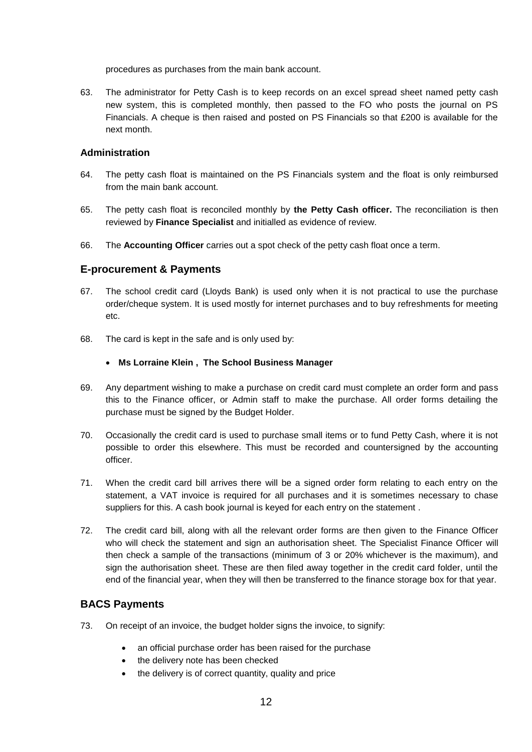procedures as purchases from the main bank account.

63. The administrator for Petty Cash is to keep records on an excel spread sheet named petty cash new system, this is completed monthly, then passed to the FO who posts the journal on PS Financials. A cheque is then raised and posted on PS Financials so that £200 is available for the next month.

### Administration

64. The petty cash float is maintained on the PS Financials system and the float is only reimbursed from the main bank account.

65. The petty cash float is reconciled monthly by **the Petty Cash officer.** The reconciliation is then reviewed by **Finance Specialist** and initialled as evidence of review.

66. The **Accounting Officer** carries out a spot check of the petty cash float once a term.

## E-procurement & Payments

67. The school credit card (Lloyds Bank) is used only when it is not practical to use the purchase order/cheque system. It is used mostly for internet purchases and to buy refreshments for meeting etc.

68. The card is kept in the safe and is only used by:

    - **Ms Lorraine Klein , The School Business Manager**

69. Any department wishing to make a purchase on credit card must complete an order form and pass this to the Finance officer, or Admin staff to make the purchase. All order forms detailing the purchase must be signed by the Budget Holder.

70. Occasionally the credit card is used to purchase small items or to fund Petty Cash, where it is not possible to order this elsewhere. This must be recorded and countersigned by the accounting officer.

71. When the credit card bill arrives there will be a signed order form relating to each entry on the statement, a VAT invoice is required for all purchases and it is sometimes necessary to chase suppliers for this. A cash book journal is keyed for each entry on the statement .

72. The credit card bill, along with all the relevant order forms are then given to the Finance Officer who will check the statement and sign an authorisation sheet. The Specialist Finance Officer will then check a sample of the transactions (minimum of 3 or 20% whichever is the maximum), and sign the authorisation sheet. These are then filed away together in the credit card folder, until the end of the financial year, when they will then be transferred to the finance storage box for that year.

## BACS Payments

73. On receipt of an invoice, the budget holder signs the invoice, to signify:

    - an official purchase order has been raised for the purchase
    - the delivery note has been checked
    - the delivery is of correct quantity, quality and price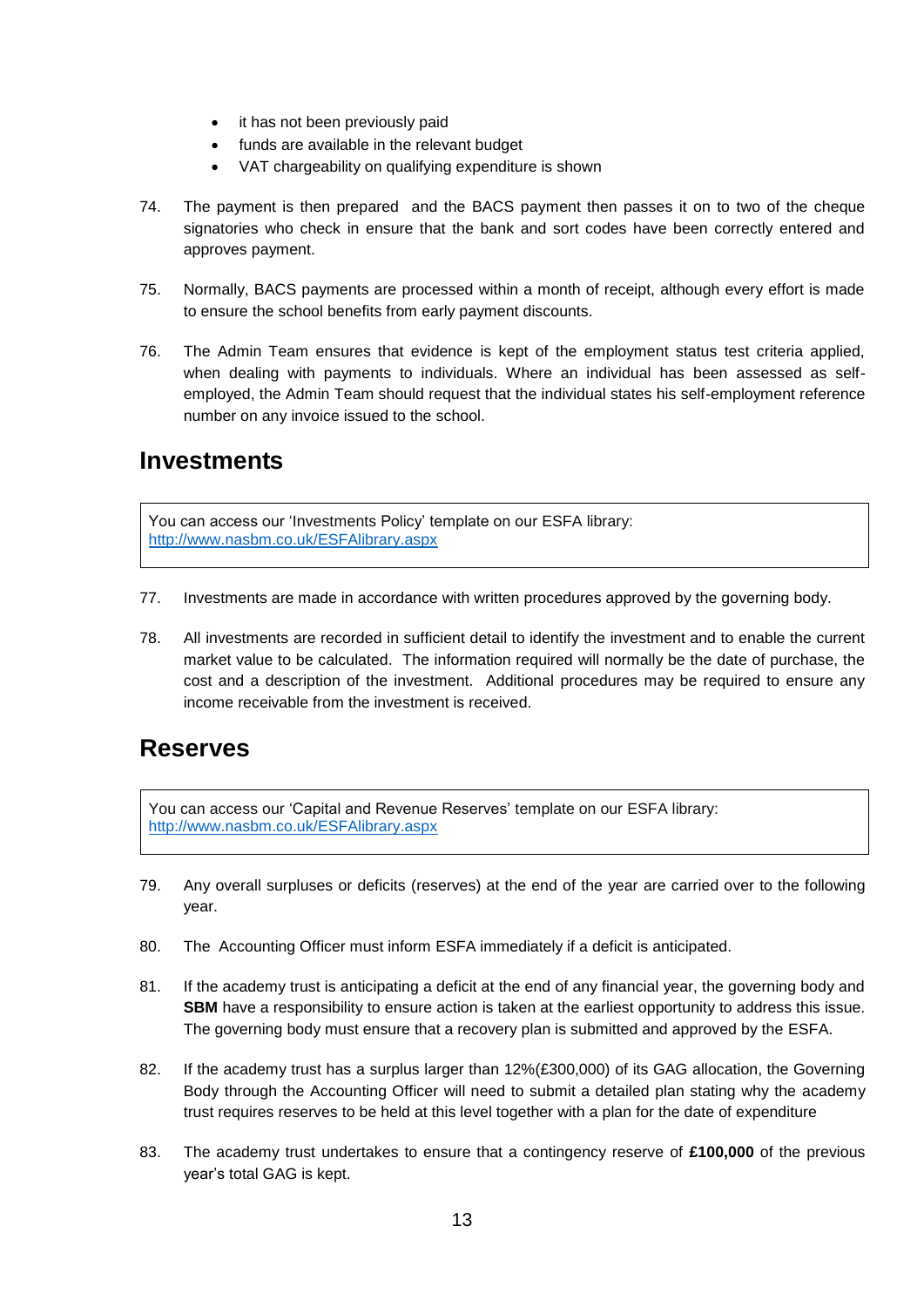- it has not been previously paid
- funds are available in the relevant budget
- VAT chargeability on qualifying expenditure is shown

74. The payment is then prepared and the BACS payment then passes it on to two of the cheque signatories who check in ensure that the bank and sort codes have been correctly entered and approves payment.

75. Normally, BACS payments are processed within a month of receipt, although every effort is made to ensure the school benefits from early payment discounts.

76. The Admin Team ensures that evidence is kept of the employment status test criteria applied, when dealing with payments to individuals. Where an individual has been assessed as self-employed, the Admin Team should request that the individual states his self-employment reference number on any invoice issued to the school.

## Investments

> You can access our 'Investments Policy' template on our ESFA library: [http://www.nasbm.co.uk/ESFAlibrary.aspx](http://www.nasbm.co.uk/ESFAlibrary.aspx)

77. Investments are made in accordance with written procedures approved by the governing body.

78. All investments are recorded in sufficient detail to identify the investment and to enable the current market value to be calculated. The information required will normally be the date of purchase, the cost and a description of the investment. Additional procedures may be required to ensure any income receivable from the investment is received.

## Reserves

> You can access our 'Capital and Revenue Reserves' template on our ESFA library: [http://www.nasbm.co.uk/ESFAlibrary.aspx](http://www.nasbm.co.uk/ESFAlibrary.aspx)

79. Any overall surpluses or deficits (reserves) at the end of the year are carried over to the following year.

80. The Accounting Officer must inform ESFA immediately if a deficit is anticipated.

81. If the academy trust is anticipating a deficit at the end of any financial year, the governing body and **SBM** have a responsibility to ensure action is taken at the earliest opportunity to address this issue. The governing body must ensure that a recovery plan is submitted and approved by the ESFA.

82. If the academy trust has a surplus larger than 12%(£300,000) of its GAG allocation, the Governing Body through the Accounting Officer will need to submit a detailed plan stating why the academy trust requires reserves to be held at this level together with a plan for the date of expenditure

83. The academy trust undertakes to ensure that a contingency reserve of **£100,000** of the previous year's total GAG is kept.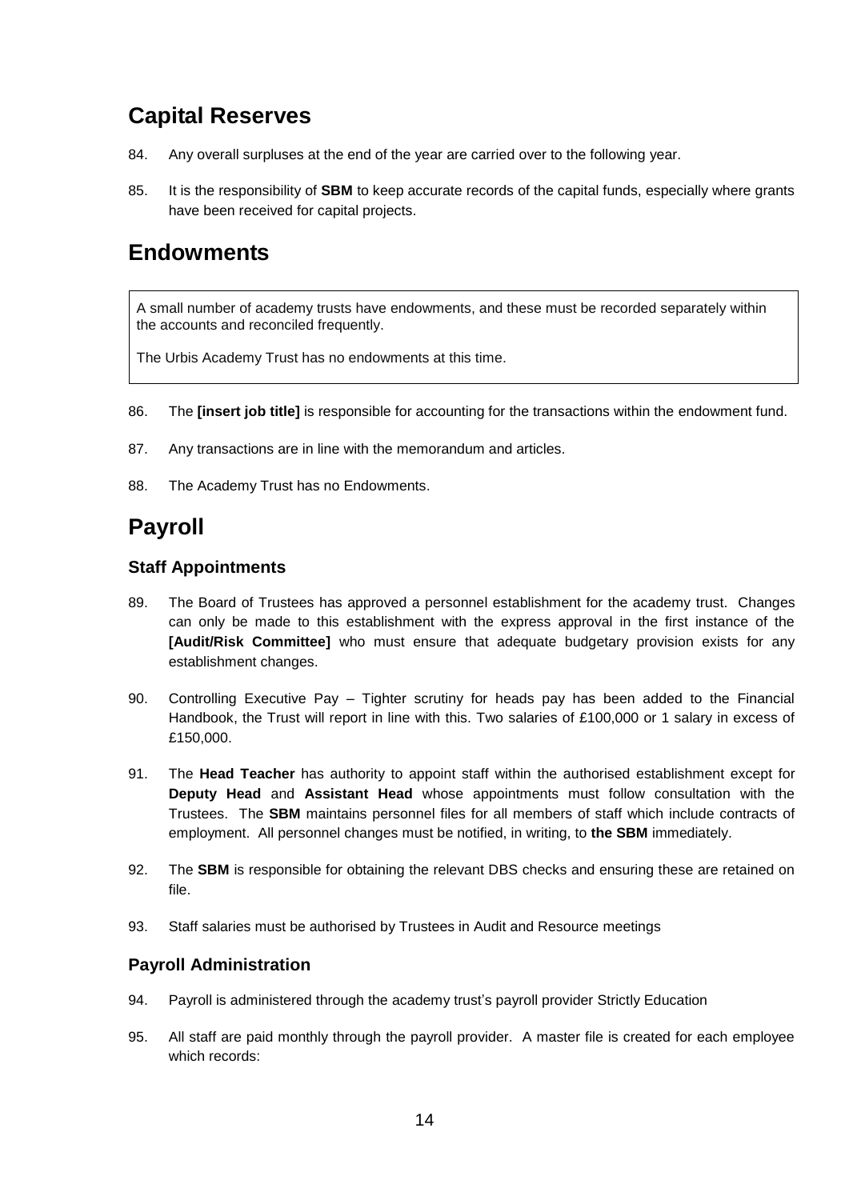## Capital Reserves

84. Any overall surpluses at the end of the year are carried over to the following year.

85. It is the responsibility of **SBM** to keep accurate records of the capital funds, especially where grants have been received for capital projects.

## Endowments

> A small number of academy trusts have endowments, and these must be recorded separately within the accounts and reconciled frequently.
>
> The Urbis Academy Trust has no endowments at this time.

86. The **[insert job title]** is responsible for accounting for the transactions within the endowment fund.

87. Any transactions are in line with the memorandum and articles.

88. The Academy Trust has no Endowments.

## Payroll

### Staff Appointments

89. The Board of Trustees has approved a personnel establishment for the academy trust. Changes can only be made to this establishment with the express approval in the first instance of the **[Audit/Risk Committee]** who must ensure that adequate budgetary provision exists for any establishment changes.

90. Controlling Executive Pay – Tighter scrutiny for heads pay has been added to the Financial Handbook, the Trust will report in line with this. Two salaries of £100,000 or 1 salary in excess of £150,000.

91. The **Head Teacher** has authority to appoint staff within the authorised establishment except for **Deputy Head** and **Assistant Head** whose appointments must follow consultation with the Trustees. The **SBM** maintains personnel files for all members of staff which include contracts of employment. All personnel changes must be notified, in writing, to **the SBM** immediately.

92. The **SBM** is responsible for obtaining the relevant DBS checks and ensuring these are retained on file.

93. Staff salaries must be authorised by Trustees in Audit and Resource meetings

### Payroll Administration

94. Payroll is administered through the academy trust's payroll provider Strictly Education

95. All staff are paid monthly through the payroll provider. A master file is created for each employee which records: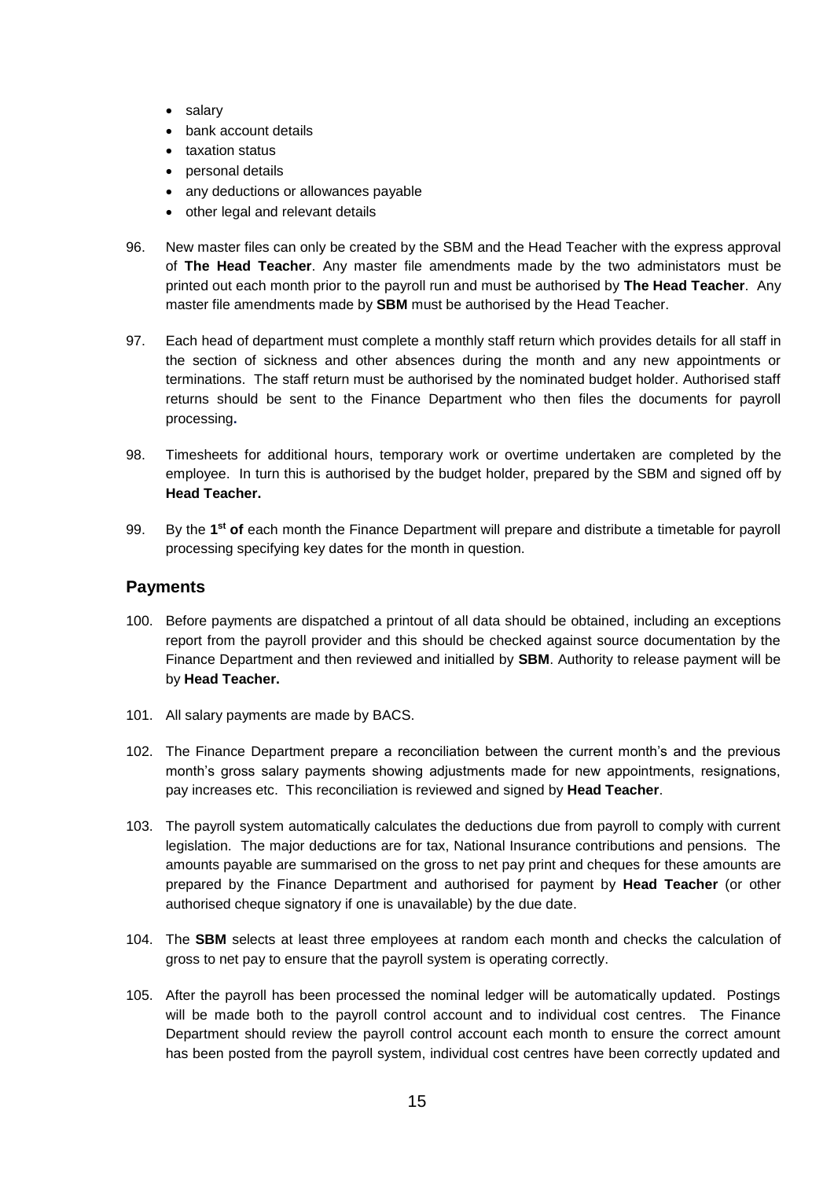- salary
- bank account details
- taxation status
- personal details
- any deductions or allowances payable
- other legal and relevant details

96. New master files can only be created by the SBM and the Head Teacher with the express approval of **The Head Teacher**. Any master file amendments made by the two administators must be printed out each month prior to the payroll run and must be authorised by **The Head Teacher**. Any master file amendments made by **SBM** must be authorised by the Head Teacher.

97. Each head of department must complete a monthly staff return which provides details for all staff in the section of sickness and other absences during the month and any new appointments or terminations. The staff return must be authorised by the nominated budget holder. Authorised staff returns should be sent to the Finance Department who then files the documents for payroll processing**.**

98. Timesheets for additional hours, temporary work or overtime undertaken are completed by the employee. In turn this is authorised by the budget holder, prepared by the SBM and signed off by **Head Teacher.**

99. By the **1st of** each month the Finance Department will prepare and distribute a timetable for payroll processing specifying key dates for the month in question.

## Payments

100. Before payments are dispatched a printout of all data should be obtained, including an exceptions report from the payroll provider and this should be checked against source documentation by the Finance Department and then reviewed and initialled by **SBM**. Authority to release payment will be by **Head Teacher.**

101. All salary payments are made by BACS.

102. The Finance Department prepare a reconciliation between the current month's and the previous month's gross salary payments showing adjustments made for new appointments, resignations, pay increases etc. This reconciliation is reviewed and signed by **Head Teacher**.

103. The payroll system automatically calculates the deductions due from payroll to comply with current legislation. The major deductions are for tax, National Insurance contributions and pensions. The amounts payable are summarised on the gross to net pay print and cheques for these amounts are prepared by the Finance Department and authorised for payment by **Head Teacher** (or other authorised cheque signatory if one is unavailable) by the due date.

104. The **SBM** selects at least three employees at random each month and checks the calculation of gross to net pay to ensure that the payroll system is operating correctly.

105. After the payroll has been processed the nominal ledger will be automatically updated. Postings will be made both to the payroll control account and to individual cost centres. The Finance Department should review the payroll control account each month to ensure the correct amount has been posted from the payroll system, individual cost centres have been correctly updated and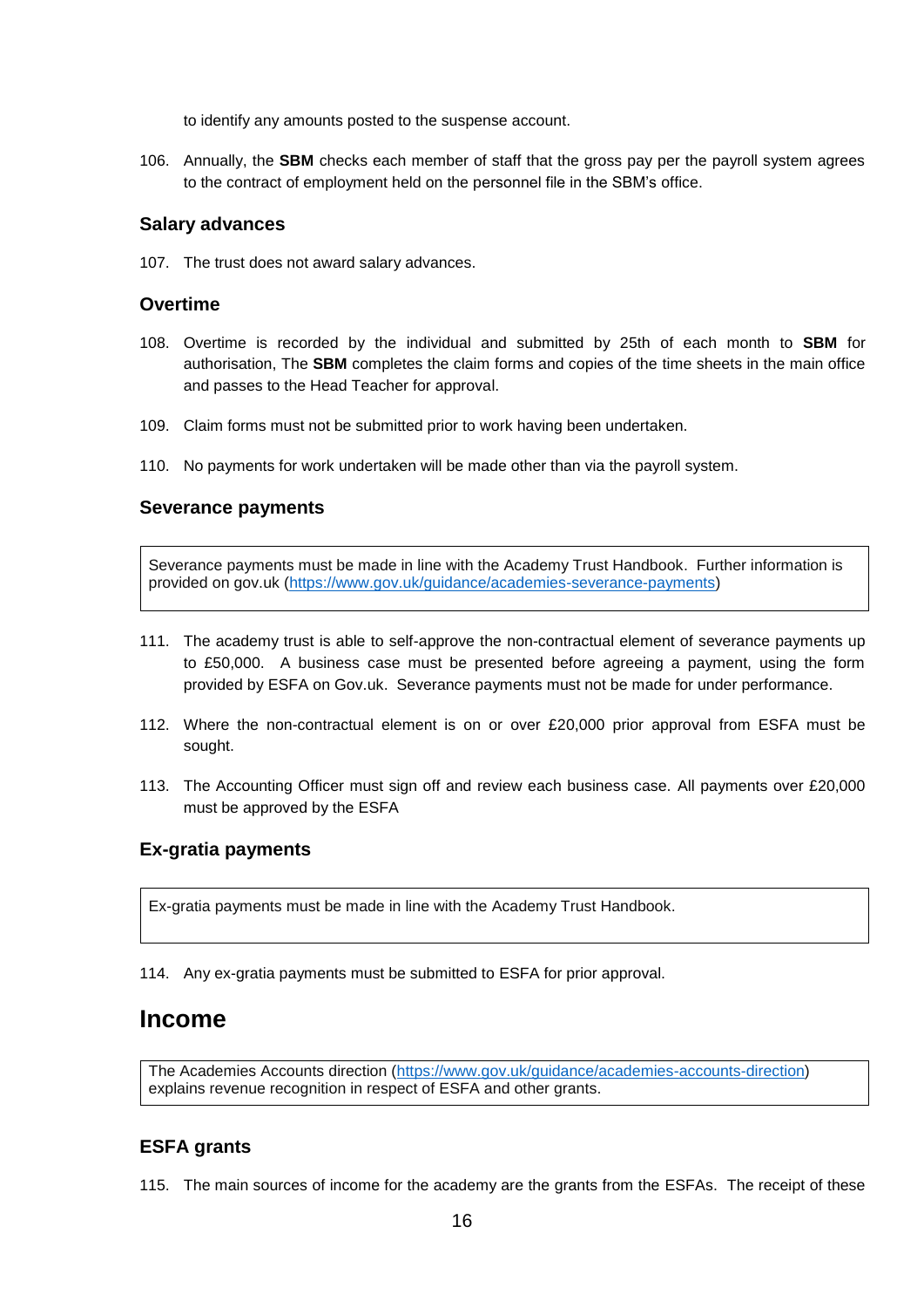to identify any amounts posted to the suspense account.

106. Annually, the **SBM** checks each member of staff that the gross pay per the payroll system agrees to the contract of employment held on the personnel file in the SBM's office.

### Salary advances

107. The trust does not award salary advances.

### Overtime

108. Overtime is recorded by the individual and submitted by 25th of each month to **SBM** for authorisation, The **SBM** completes the claim forms and copies of the time sheets in the main office and passes to the Head Teacher for approval.

109. Claim forms must not be submitted prior to work having been undertaken.

110. No payments for work undertaken will be made other than via the payroll system.

### Severance payments

> Severance payments must be made in line with the Academy Trust Handbook. Further information is provided on gov.uk (https://www.gov.uk/guidance/academies-severance-payments)

111. The academy trust is able to self-approve the non-contractual element of severance payments up to £50,000. A business case must be presented before agreeing a payment, using the form provided by ESFA on Gov.uk. Severance payments must not be made for under performance.

112. Where the non-contractual element is on or over £20,000 prior approval from ESFA must be sought.

113. The Accounting Officer must sign off and review each business case. All payments over £20,000 must be approved by the ESFA

### Ex-gratia payments

> Ex-gratia payments must be made in line with the Academy Trust Handbook.

114. Any ex-gratia payments must be submitted to ESFA for prior approval.

## Income

> The Academies Accounts direction (https://www.gov.uk/guidance/academies-accounts-direction) explains revenue recognition in respect of ESFA and other grants.

### ESFA grants

115. The main sources of income for the academy are the grants from the ESFAs. The receipt of these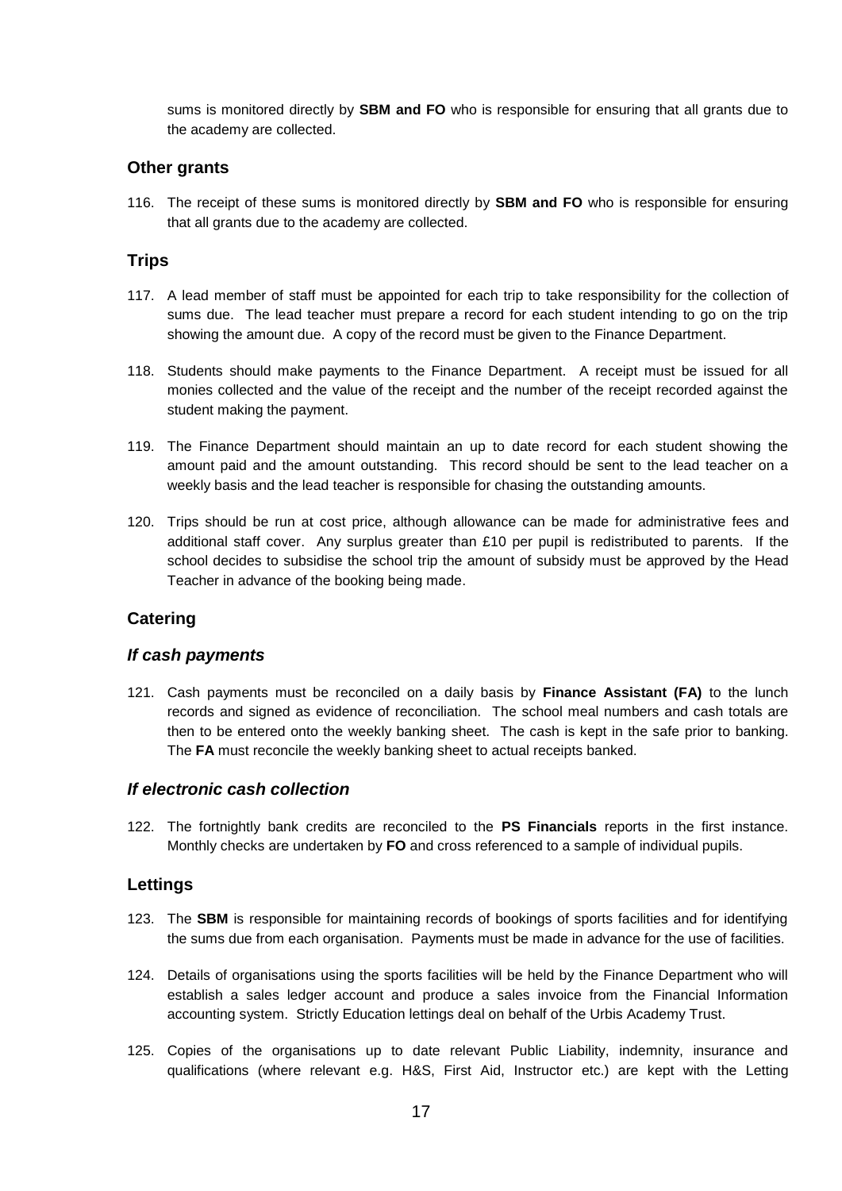sums is monitored directly by **SBM and FO** who is responsible for ensuring that all grants due to the academy are collected.

## Other grants

116. The receipt of these sums is monitored directly by **SBM and FO** who is responsible for ensuring that all grants due to the academy are collected.

## Trips

117. A lead member of staff must be appointed for each trip to take responsibility for the collection of sums due. The lead teacher must prepare a record for each student intending to go on the trip showing the amount due. A copy of the record must be given to the Finance Department.

118. Students should make payments to the Finance Department. A receipt must be issued for all monies collected and the value of the receipt and the number of the receipt recorded against the student making the payment.

119. The Finance Department should maintain an up to date record for each student showing the amount paid and the amount outstanding. This record should be sent to the lead teacher on a weekly basis and the lead teacher is responsible for chasing the outstanding amounts.

120. Trips should be run at cost price, although allowance can be made for administrative fees and additional staff cover. Any surplus greater than £10 per pupil is redistributed to parents. If the school decides to subsidise the school trip the amount of subsidy must be approved by the Head Teacher in advance of the booking being made.

## Catering

### *If cash payments*

121. Cash payments must be reconciled on a daily basis by **Finance Assistant (FA)** to the lunch records and signed as evidence of reconciliation. The school meal numbers and cash totals are then to be entered onto the weekly banking sheet. The cash is kept in the safe prior to banking. The **FA** must reconcile the weekly banking sheet to actual receipts banked.

### *If electronic cash collection*

122. The fortnightly bank credits are reconciled to the **PS Financials** reports in the first instance. Monthly checks are undertaken by **FO** and cross referenced to a sample of individual pupils.

## Lettings

123. The **SBM** is responsible for maintaining records of bookings of sports facilities and for identifying the sums due from each organisation. Payments must be made in advance for the use of facilities.

124. Details of organisations using the sports facilities will be held by the Finance Department who will establish a sales ledger account and produce a sales invoice from the Financial Information accounting system. Strictly Education lettings deal on behalf of the Urbis Academy Trust.

125. Copies of the organisations up to date relevant Public Liability, indemnity, insurance and qualifications (where relevant e.g. H&S, First Aid, Instructor etc.) are kept with the Letting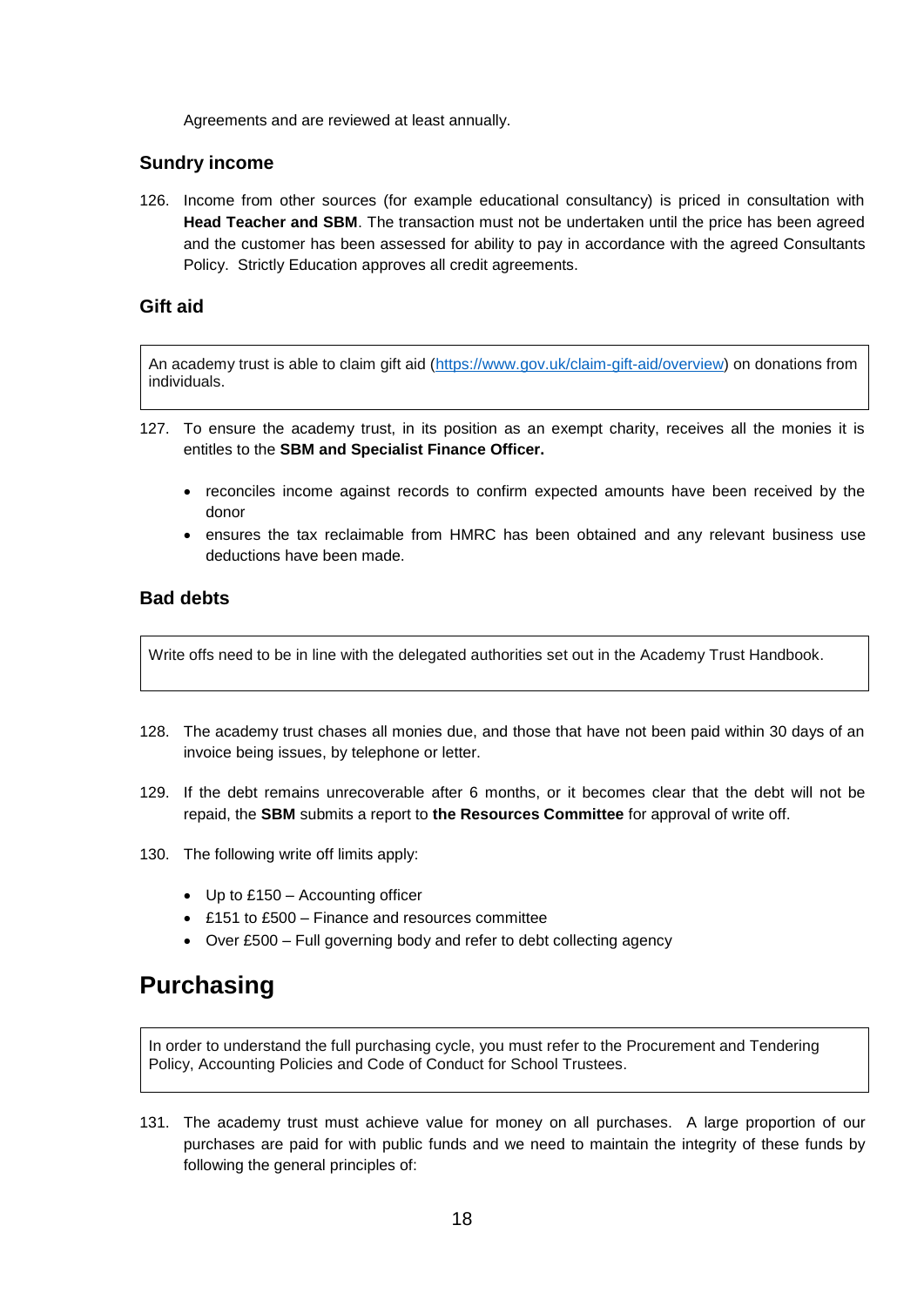Agreements and are reviewed at least annually.

### Sundry income

126. Income from other sources (for example educational consultancy) is priced in consultation with **Head Teacher and SBM**. The transaction must not be undertaken until the price has been agreed and the customer has been assessed for ability to pay in accordance with the agreed Consultants Policy. Strictly Education approves all credit agreements.

### Gift aid

> An academy trust is able to claim gift aid (https://www.gov.uk/claim-gift-aid/overview) on donations from individuals.

127. To ensure the academy trust, in its position as an exempt charity, receives all the monies it is entitles to the **SBM and Specialist Finance Officer.**

    - reconciles income against records to confirm expected amounts have been received by the donor
    - ensures the tax reclaimable from HMRC has been obtained and any relevant business use deductions have been made.

### Bad debts

> Write offs need to be in line with the delegated authorities set out in the Academy Trust Handbook.

128. The academy trust chases all monies due, and those that have not been paid within 30 days of an invoice being issues, by telephone or letter.

129. If the debt remains unrecoverable after 6 months, or it becomes clear that the debt will not be repaid, the **SBM** submits a report to **the Resources Committee** for approval of write off.

130. The following write off limits apply:

    - Up to £150 – Accounting officer
    - £151 to £500 – Finance and resources committee
    - Over £500 – Full governing body and refer to debt collecting agency

## Purchasing

> In order to understand the full purchasing cycle, you must refer to the Procurement and Tendering Policy, Accounting Policies and Code of Conduct for School Trustees.

131. The academy trust must achieve value for money on all purchases. A large proportion of our purchases are paid for with public funds and we need to maintain the integrity of these funds by following the general principles of: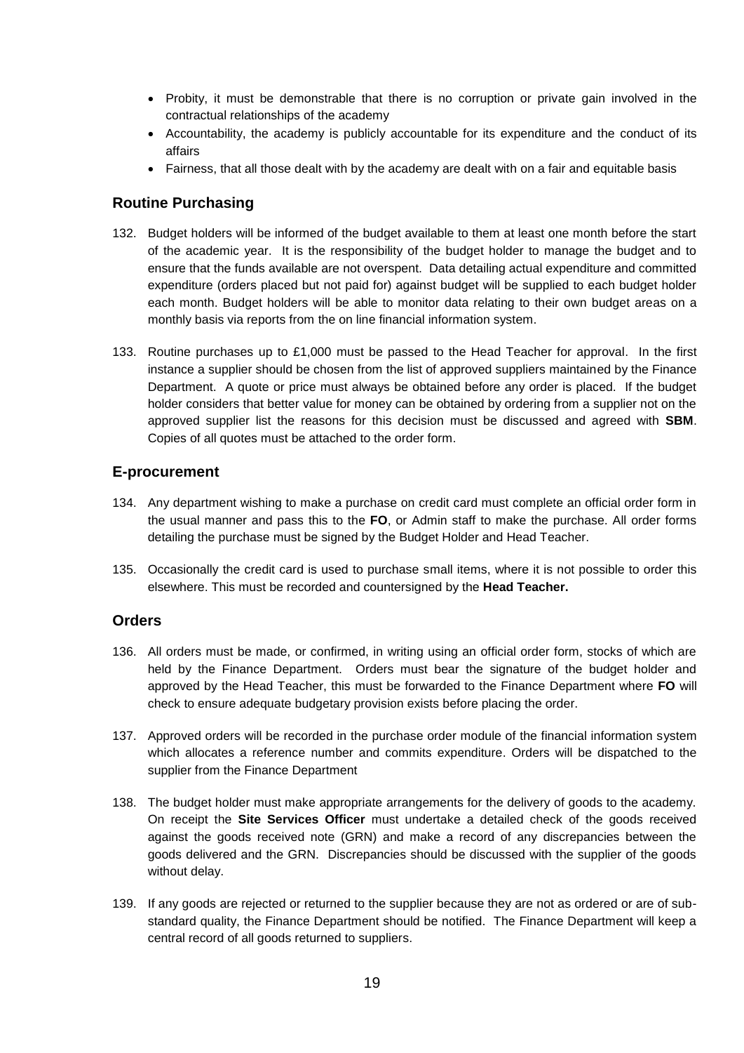- Probity, it must be demonstrable that there is no corruption or private gain involved in the contractual relationships of the academy
- Accountability, the academy is publicly accountable for its expenditure and the conduct of its affairs
- Fairness, that all those dealt with by the academy are dealt with on a fair and equitable basis

## Routine Purchasing

132. Budget holders will be informed of the budget available to them at least one month before the start of the academic year. It is the responsibility of the budget holder to manage the budget and to ensure that the funds available are not overspent. Data detailing actual expenditure and committed expenditure (orders placed but not paid for) against budget will be supplied to each budget holder each month. Budget holders will be able to monitor data relating to their own budget areas on a monthly basis via reports from the on line financial information system.

133. Routine purchases up to £1,000 must be passed to the Head Teacher for approval. In the first instance a supplier should be chosen from the list of approved suppliers maintained by the Finance Department. A quote or price must always be obtained before any order is placed. If the budget holder considers that better value for money can be obtained by ordering from a supplier not on the approved supplier list the reasons for this decision must be discussed and agreed with **SBM**. Copies of all quotes must be attached to the order form.

## E-procurement

134. Any department wishing to make a purchase on credit card must complete an official order form in the usual manner and pass this to the **FO**, or Admin staff to make the purchase. All order forms detailing the purchase must be signed by the Budget Holder and Head Teacher.

135. Occasionally the credit card is used to purchase small items, where it is not possible to order this elsewhere. This must be recorded and countersigned by the **Head Teacher.**

## Orders

136. All orders must be made, or confirmed, in writing using an official order form, stocks of which are held by the Finance Department. Orders must bear the signature of the budget holder and approved by the Head Teacher, this must be forwarded to the Finance Department where **FO** will check to ensure adequate budgetary provision exists before placing the order.

137. Approved orders will be recorded in the purchase order module of the financial information system which allocates a reference number and commits expenditure. Orders will be dispatched to the supplier from the Finance Department

138. The budget holder must make appropriate arrangements for the delivery of goods to the academy. On receipt the **Site Services Officer** must undertake a detailed check of the goods received against the goods received note (GRN) and make a record of any discrepancies between the goods delivered and the GRN. Discrepancies should be discussed with the supplier of the goods without delay.

139. If any goods are rejected or returned to the supplier because they are not as ordered or are of sub-standard quality, the Finance Department should be notified. The Finance Department will keep a central record of all goods returned to suppliers.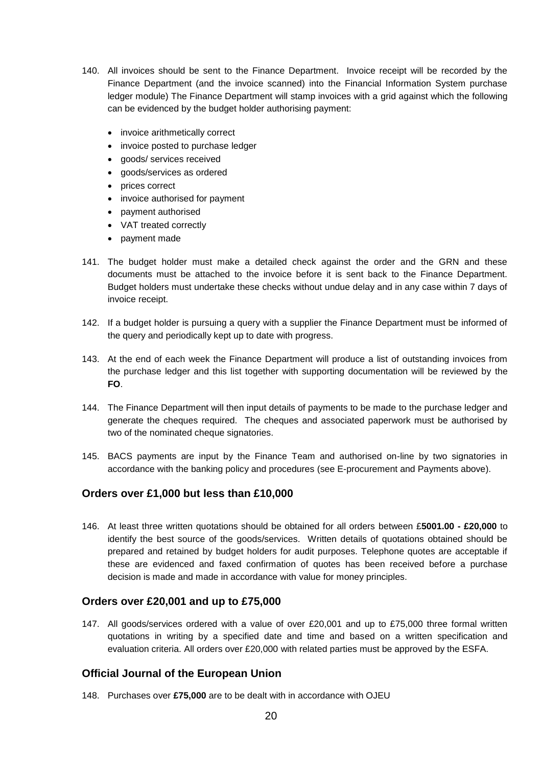140. All invoices should be sent to the Finance Department. Invoice receipt will be recorded by the Finance Department (and the invoice scanned) into the Financial Information System purchase ledger module) The Finance Department will stamp invoices with a grid against which the following can be evidenced by the budget holder authorising payment:

    - invoice arithmetically correct
    - invoice posted to purchase ledger
    - goods/ services received
    - goods/services as ordered
    - prices correct
    - invoice authorised for payment
    - payment authorised
    - VAT treated correctly
    - payment made

141. The budget holder must make a detailed check against the order and the GRN and these documents must be attached to the invoice before it is sent back to the Finance Department. Budget holders must undertake these checks without undue delay and in any case within 7 days of invoice receipt.

142. If a budget holder is pursuing a query with a supplier the Finance Department must be informed of the query and periodically kept up to date with progress.

143. At the end of each week the Finance Department will produce a list of outstanding invoices from the purchase ledger and this list together with supporting documentation will be reviewed by the **FO**.

144. The Finance Department will then input details of payments to be made to the purchase ledger and generate the cheques required. The cheques and associated paperwork must be authorised by two of the nominated cheque signatories.

145. BACS payments are input by the Finance Team and authorised on-line by two signatories in accordance with the banking policy and procedures (see E-procurement and Payments above).

## Orders over £1,000 but less than £10,000

146. At least three written quotations should be obtained for all orders between £**5001.00 - £20,000** to identify the best source of the goods/services. Written details of quotations obtained should be prepared and retained by budget holders for audit purposes. Telephone quotes are acceptable if these are evidenced and faxed confirmation of quotes has been received before a purchase decision is made and made in accordance with value for money principles.

## Orders over £20,001 and up to £75,000

147. All goods/services ordered with a value of over £20,001 and up to £75,000 three formal written quotations in writing by a specified date and time and based on a written specification and evaluation criteria. All orders over £20,000 with related parties must be approved by the ESFA.

## Official Journal of the European Union

148. Purchases over **£75,000** are to be dealt with in accordance with OJEU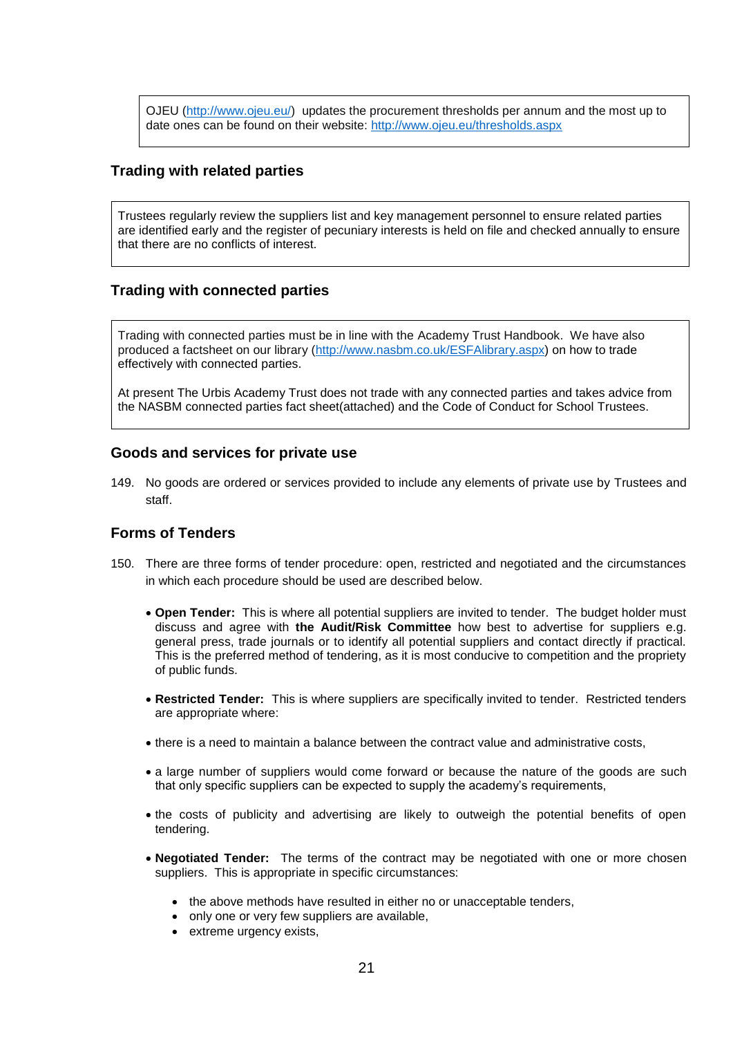OJEU (http://www.ojeu.eu/) updates the procurement thresholds per annum and the most up to date ones can be found on their website: http://www.ojeu.eu/thresholds.aspx

### Trading with related parties

Trustees regularly review the suppliers list and key management personnel to ensure related parties are identified early and the register of pecuniary interests is held on file and checked annually to ensure that there are no conflicts of interest.

### Trading with connected parties

Trading with connected parties must be in line with the Academy Trust Handbook. We have also produced a factsheet on our library (http://www.nasbm.co.uk/ESFAlibrary.aspx) on how to trade effectively with connected parties.

At present The Urbis Academy Trust does not trade with any connected parties and takes advice from the NASBM connected parties fact sheet(attached) and the Code of Conduct for School Trustees.

### Goods and services for private use

149. No goods are ordered or services provided to include any elements of private use by Trustees and staff.

### Forms of Tenders

150. There are three forms of tender procedure: open, restricted and negotiated and the circumstances in which each procedure should be used are described below.

- **Open Tender:** This is where all potential suppliers are invited to tender. The budget holder must discuss and agree with **the Audit/Risk Committee** how best to advertise for suppliers e.g. general press, trade journals or to identify all potential suppliers and contact directly if practical. This is the preferred method of tendering, as it is most conducive to competition and the propriety of public funds.

- **Restricted Tender:** This is where suppliers are specifically invited to tender. Restricted tenders are appropriate where:

- there is a need to maintain a balance between the contract value and administrative costs,

- a large number of suppliers would come forward or because the nature of the goods are such that only specific suppliers can be expected to supply the academy's requirements,

- the costs of publicity and advertising are likely to outweigh the potential benefits of open tendering.

- **Negotiated Tender:** The terms of the contract may be negotiated with one or more chosen suppliers. This is appropriate in specific circumstances:

  - the above methods have resulted in either no or unacceptable tenders,
  - only one or very few suppliers are available,
  - extreme urgency exists,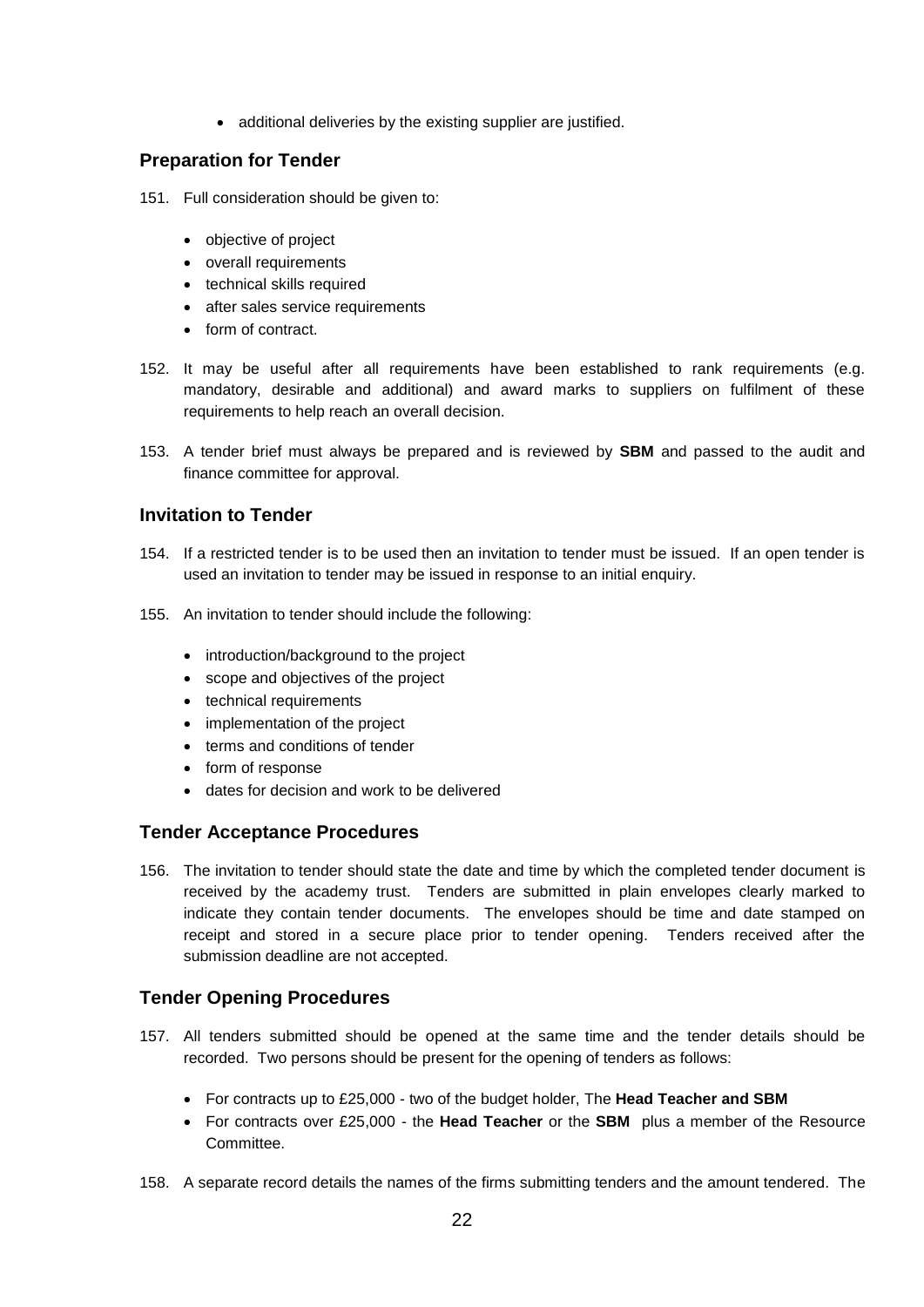- additional deliveries by the existing supplier are justified.

## Preparation for Tender

151. Full consideration should be given to:

    - objective of project
    - overall requirements
    - technical skills required
    - after sales service requirements
    - form of contract.

152. It may be useful after all requirements have been established to rank requirements (e.g. mandatory, desirable and additional) and award marks to suppliers on fulfilment of these requirements to help reach an overall decision.

153. A tender brief must always be prepared and is reviewed by **SBM** and passed to the audit and finance committee for approval.

## Invitation to Tender

154. If a restricted tender is to be used then an invitation to tender must be issued. If an open tender is used an invitation to tender may be issued in response to an initial enquiry.

155. An invitation to tender should include the following:

    - introduction/background to the project
    - scope and objectives of the project
    - technical requirements
    - implementation of the project
    - terms and conditions of tender
    - form of response
    - dates for decision and work to be delivered

## Tender Acceptance Procedures

156. The invitation to tender should state the date and time by which the completed tender document is received by the academy trust. Tenders are submitted in plain envelopes clearly marked to indicate they contain tender documents. The envelopes should be time and date stamped on receipt and stored in a secure place prior to tender opening. Tenders received after the submission deadline are not accepted.

## Tender Opening Procedures

157. All tenders submitted should be opened at the same time and the tender details should be recorded. Two persons should be present for the opening of tenders as follows:

    - For contracts up to £25,000 - two of the budget holder, The **Head Teacher and SBM**
    - For contracts over £25,000 - the **Head Teacher** or the **SBM** plus a member of the Resource Committee.

158. A separate record details the names of the firms submitting tenders and the amount tendered. The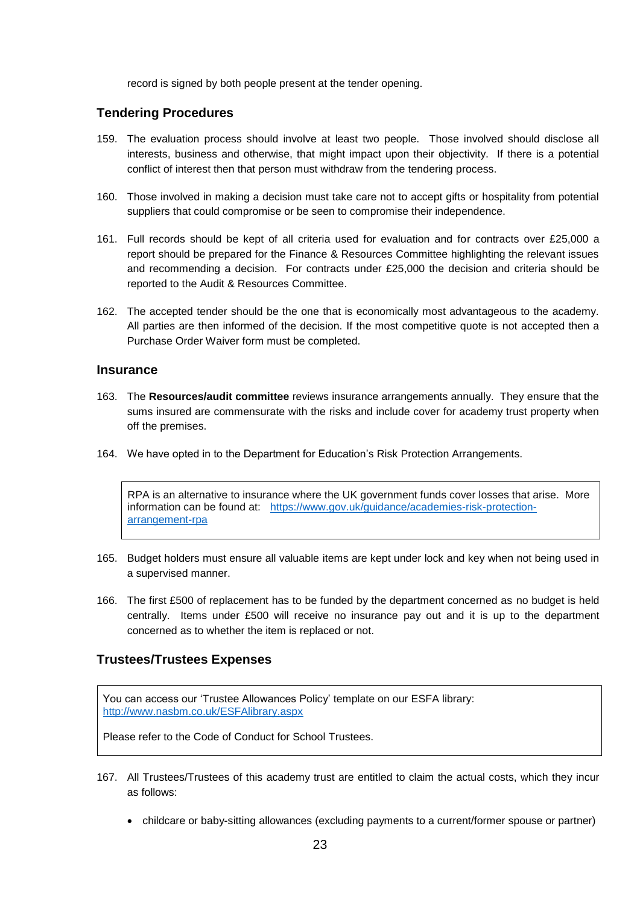record is signed by both people present at the tender opening.

## Tendering Procedures

159. The evaluation process should involve at least two people. Those involved should disclose all interests, business and otherwise, that might impact upon their objectivity. If there is a potential conflict of interest then that person must withdraw from the tendering process.

160. Those involved in making a decision must take care not to accept gifts or hospitality from potential suppliers that could compromise or be seen to compromise their independence.

161. Full records should be kept of all criteria used for evaluation and for contracts over £25,000 a report should be prepared for the Finance & Resources Committee highlighting the relevant issues and recommending a decision. For contracts under £25,000 the decision and criteria should be reported to the Audit & Resources Committee.

162. The accepted tender should be the one that is economically most advantageous to the academy. All parties are then informed of the decision. If the most competitive quote is not accepted then a Purchase Order Waiver form must be completed.

## Insurance

163. The **Resources/audit committee** reviews insurance arrangements annually. They ensure that the sums insured are commensurate with the risks and include cover for academy trust property when off the premises.

164. We have opted in to the Department for Education's Risk Protection Arrangements.

> RPA is an alternative to insurance where the UK government funds cover losses that arise. More information can be found at: [https://www.gov.uk/guidance/academies-risk-protection-arrangement-rpa](https://www.gov.uk/guidance/academies-risk-protection-arrangement-rpa)

165. Budget holders must ensure all valuable items are kept under lock and key when not being used in a supervised manner.

166. The first £500 of replacement has to be funded by the department concerned as no budget is held centrally. Items under £500 will receive no insurance pay out and it is up to the department concerned as to whether the item is replaced or not.

## Trustees/Trustees Expenses

> You can access our 'Trustee Allowances Policy' template on our ESFA library: [http://www.nasbm.co.uk/ESFAlibrary.aspx](http://www.nasbm.co.uk/ESFAlibrary.aspx)
>
> Please refer to the Code of Conduct for School Trustees.

167. All Trustees/Trustees of this academy trust are entitled to claim the actual costs, which they incur as follows:

- childcare or baby-sitting allowances (excluding payments to a current/former spouse or partner)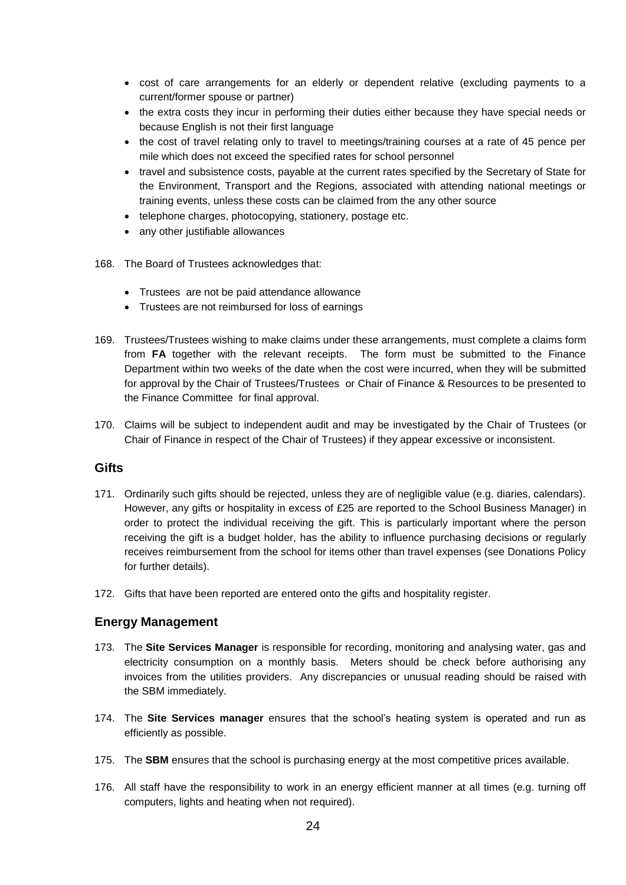- cost of care arrangements for an elderly or dependent relative (excluding payments to a current/former spouse or partner)
- the extra costs they incur in performing their duties either because they have special needs or because English is not their first language
- the cost of travel relating only to travel to meetings/training courses at a rate of 45 pence per mile which does not exceed the specified rates for school personnel
- travel and subsistence costs, payable at the current rates specified by the Secretary of State for the Environment, Transport and the Regions, associated with attending national meetings or training events, unless these costs can be claimed from the any other source
- telephone charges, photocopying, stationery, postage etc.
- any other justifiable allowances

168. The Board of Trustees acknowledges that:

    - Trustees are not be paid attendance allowance
    - Trustees are not reimbursed for loss of earnings

169. Trustees/Trustees wishing to make claims under these arrangements, must complete a claims form from **FA** together with the relevant receipts. The form must be submitted to the Finance Department within two weeks of the date when the cost were incurred, when they will be submitted for approval by the Chair of Trustees/Trustees or Chair of Finance & Resources to be presented to the Finance Committee for final approval.

170. Claims will be subject to independent audit and may be investigated by the Chair of Trustees (or Chair of Finance in respect of the Chair of Trustees) if they appear excessive or inconsistent.

## Gifts

171. Ordinarily such gifts should be rejected, unless they are of negligible value (e.g. diaries, calendars). However, any gifts or hospitality in excess of £25 are reported to the School Business Manager) in order to protect the individual receiving the gift. This is particularly important where the person receiving the gift is a budget holder, has the ability to influence purchasing decisions or regularly receives reimbursement from the school for items other than travel expenses (see Donations Policy for further details).

172. Gifts that have been reported are entered onto the gifts and hospitality register.

## Energy Management

173. The **Site Services Manager** is responsible for recording, monitoring and analysing water, gas and electricity consumption on a monthly basis. Meters should be check before authorising any invoices from the utilities providers. Any discrepancies or unusual reading should be raised with the SBM immediately.

174. The **Site Services manager** ensures that the school's heating system is operated and run as efficiently as possible.

175. The **SBM** ensures that the school is purchasing energy at the most competitive prices available.

176. All staff have the responsibility to work in an energy efficient manner at all times (e.g. turning off computers, lights and heating when not required).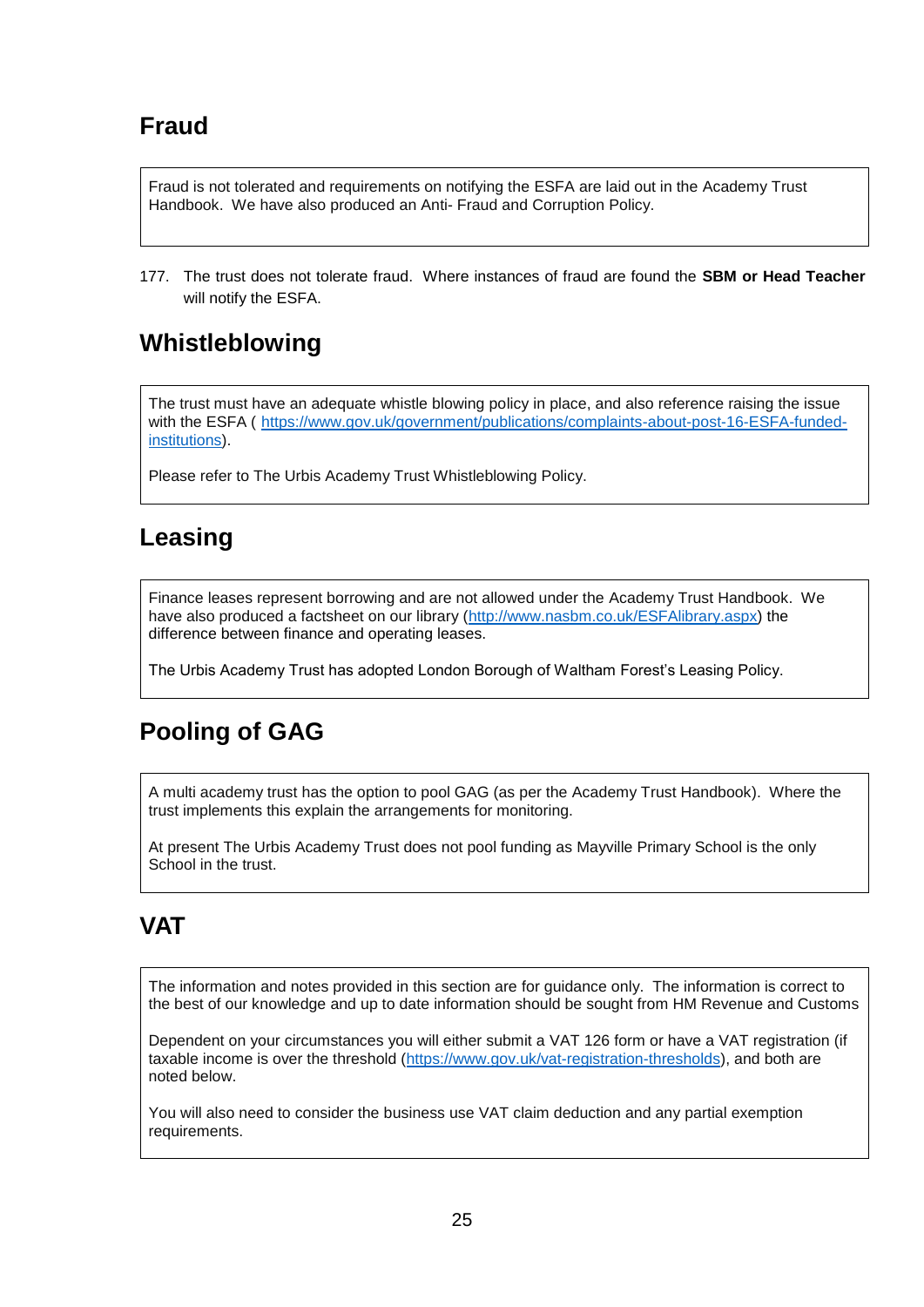## Fraud

> Fraud is not tolerated and requirements on notifying the ESFA are laid out in the Academy Trust Handbook. We have also produced an Anti- Fraud and Corruption Policy.

177. The trust does not tolerate fraud. Where instances of fraud are found the **SBM or Head Teacher** will notify the ESFA.

## Whistleblowing

> The trust must have an adequate whistle blowing policy in place, and also reference raising the issue with the ESFA ( [https://www.gov.uk/government/publications/complaints-about-post-16-ESFA-funded-institutions](https://www.gov.uk/government/publications/complaints-about-post-16-ESFA-funded-institutions)).
>
> Please refer to The Urbis Academy Trust Whistleblowing Policy.

## Leasing

> Finance leases represent borrowing and are not allowed under the Academy Trust Handbook. We have also produced a factsheet on our library ([http://www.nasbm.co.uk/ESFAlibrary.aspx](http://www.nasbm.co.uk/ESFAlibrary.aspx)) the difference between finance and operating leases.
>
> The Urbis Academy Trust has adopted London Borough of Waltham Forest's Leasing Policy.

## Pooling of GAG

> A multi academy trust has the option to pool GAG (as per the Academy Trust Handbook). Where the trust implements this explain the arrangements for monitoring.
>
> At present The Urbis Academy Trust does not pool funding as Mayville Primary School is the only School in the trust.

## VAT

> The information and notes provided in this section are for guidance only. The information is correct to the best of our knowledge and up to date information should be sought from HM Revenue and Customs
>
> Dependent on your circumstances you will either submit a VAT 126 form or have a VAT registration (if taxable income is over the threshold ([https://www.gov.uk/vat-registration-thresholds](https://www.gov.uk/vat-registration-thresholds)), and both are noted below.
>
> You will also need to consider the business use VAT claim deduction and any partial exemption requirements.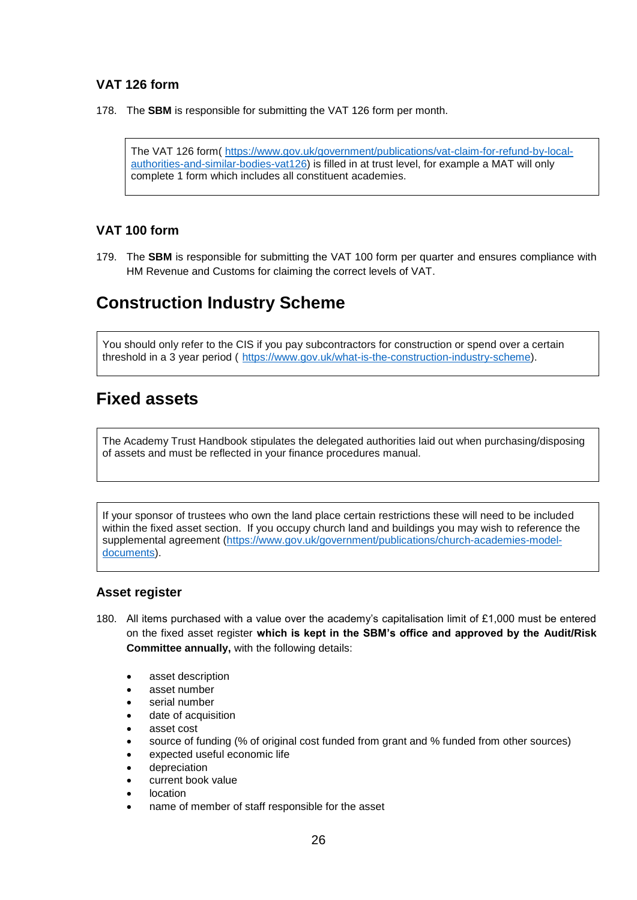### VAT 126 form

178. The **SBM** is responsible for submitting the VAT 126 form per month.

> The VAT 126 form( https://www.gov.uk/government/publications/vat-claim-for-refund-by-local-authorities-and-similar-bodies-vat126) is filled in at trust level, for example a MAT will only complete 1 form which includes all constituent academies.

### VAT 100 form

179. The **SBM** is responsible for submitting the VAT 100 form per quarter and ensures compliance with HM Revenue and Customs for claiming the correct levels of VAT.

## Construction Industry Scheme

> You should only refer to the CIS if you pay subcontractors for construction or spend over a certain threshold in a 3 year period ( https://www.gov.uk/what-is-the-construction-industry-scheme).

## Fixed assets

> The Academy Trust Handbook stipulates the delegated authorities laid out when purchasing/disposing of assets and must be reflected in your finance procedures manual.

> If your sponsor of trustees who own the land place certain restrictions these will need to be included within the fixed asset section. If you occupy church land and buildings you may wish to reference the supplemental agreement (https://www.gov.uk/government/publications/church-academies-model-documents).

### Asset register

180. All items purchased with a value over the academy's capitalisation limit of £1,000 must be entered on the fixed asset register **which is kept in the SBM's office and approved by the Audit/Risk Committee annually,** with the following details:

- asset description
- asset number
- serial number
- date of acquisition
- asset cost
- source of funding (% of original cost funded from grant and % funded from other sources)
- expected useful economic life
- depreciation
- current book value
- location
- name of member of staff responsible for the asset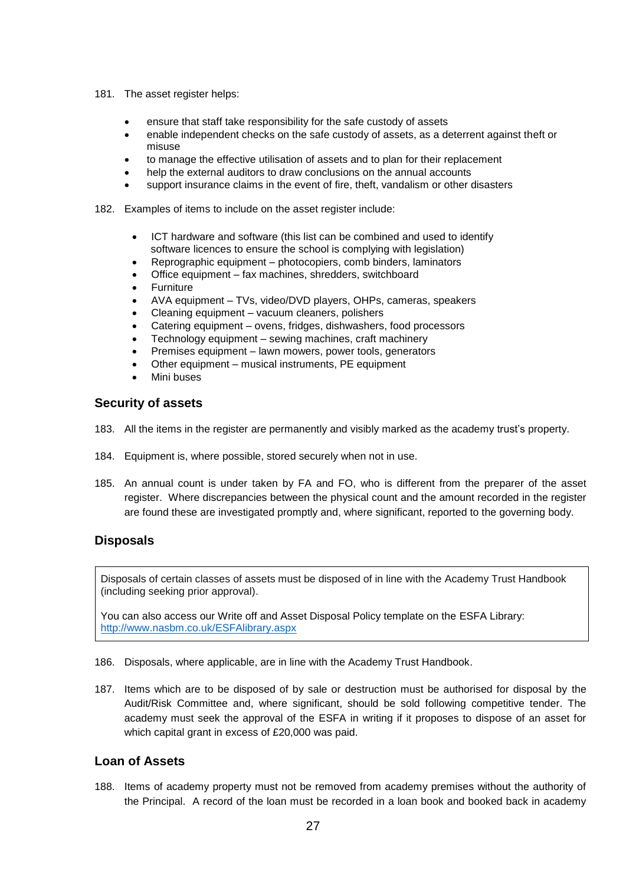181. The asset register helps:

- ensure that staff take responsibility for the safe custody of assets
- enable independent checks on the safe custody of assets, as a deterrent against theft or misuse
- to manage the effective utilisation of assets and to plan for their replacement
- help the external auditors to draw conclusions on the annual accounts
- support insurance claims in the event of fire, theft, vandalism or other disasters

182. Examples of items to include on the asset register include:

- ICT hardware and software (this list can be combined and used to identify software licences to ensure the school is complying with legislation)
- Reprographic equipment – photocopiers, comb binders, laminators
- Office equipment – fax machines, shredders, switchboard
- Furniture
- AVA equipment – TVs, video/DVD players, OHPs, cameras, speakers
- Cleaning equipment – vacuum cleaners, polishers
- Catering equipment – ovens, fridges, dishwashers, food processors
- Technology equipment – sewing machines, craft machinery
- Premises equipment – lawn mowers, power tools, generators
- Other equipment – musical instruments, PE equipment
- Mini buses

## Security of assets

183. All the items in the register are permanently and visibly marked as the academy trust's property.

184. Equipment is, where possible, stored securely when not in use.

185. An annual count is under taken by FA and FO, who is different from the preparer of the asset register. Where discrepancies between the physical count and the amount recorded in the register are found these are investigated promptly and, where significant, reported to the governing body.

## Disposals

> Disposals of certain classes of assets must be disposed of in line with the Academy Trust Handbook (including seeking prior approval).
>
> You can also access our Write off and Asset Disposal Policy template on the ESFA Library: [http://www.nasbm.co.uk/ESFAlibrary.aspx](http://www.nasbm.co.uk/ESFAlibrary.aspx)

186. Disposals, where applicable, are in line with the Academy Trust Handbook.

187. Items which are to be disposed of by sale or destruction must be authorised for disposal by the Audit/Risk Committee and, where significant, should be sold following competitive tender. The academy must seek the approval of the ESFA in writing if it proposes to dispose of an asset for which capital grant in excess of £20,000 was paid.

## Loan of Assets

188. Items of academy property must not be removed from academy premises without the authority of the Principal. A record of the loan must be recorded in a loan book and booked back in academy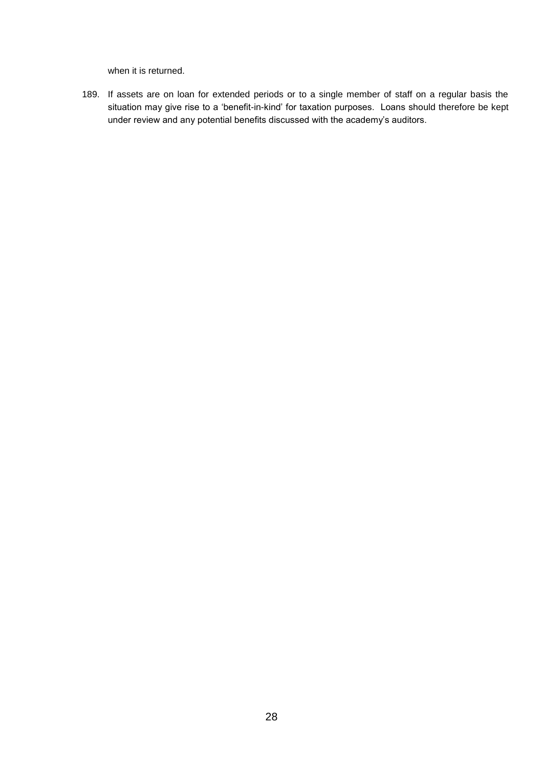when it is returned.

189. If assets are on loan for extended periods or to a single member of staff on a regular basis the situation may give rise to a 'benefit-in-kind' for taxation purposes. Loans should therefore be kept under review and any potential benefits discussed with the academy's auditors.